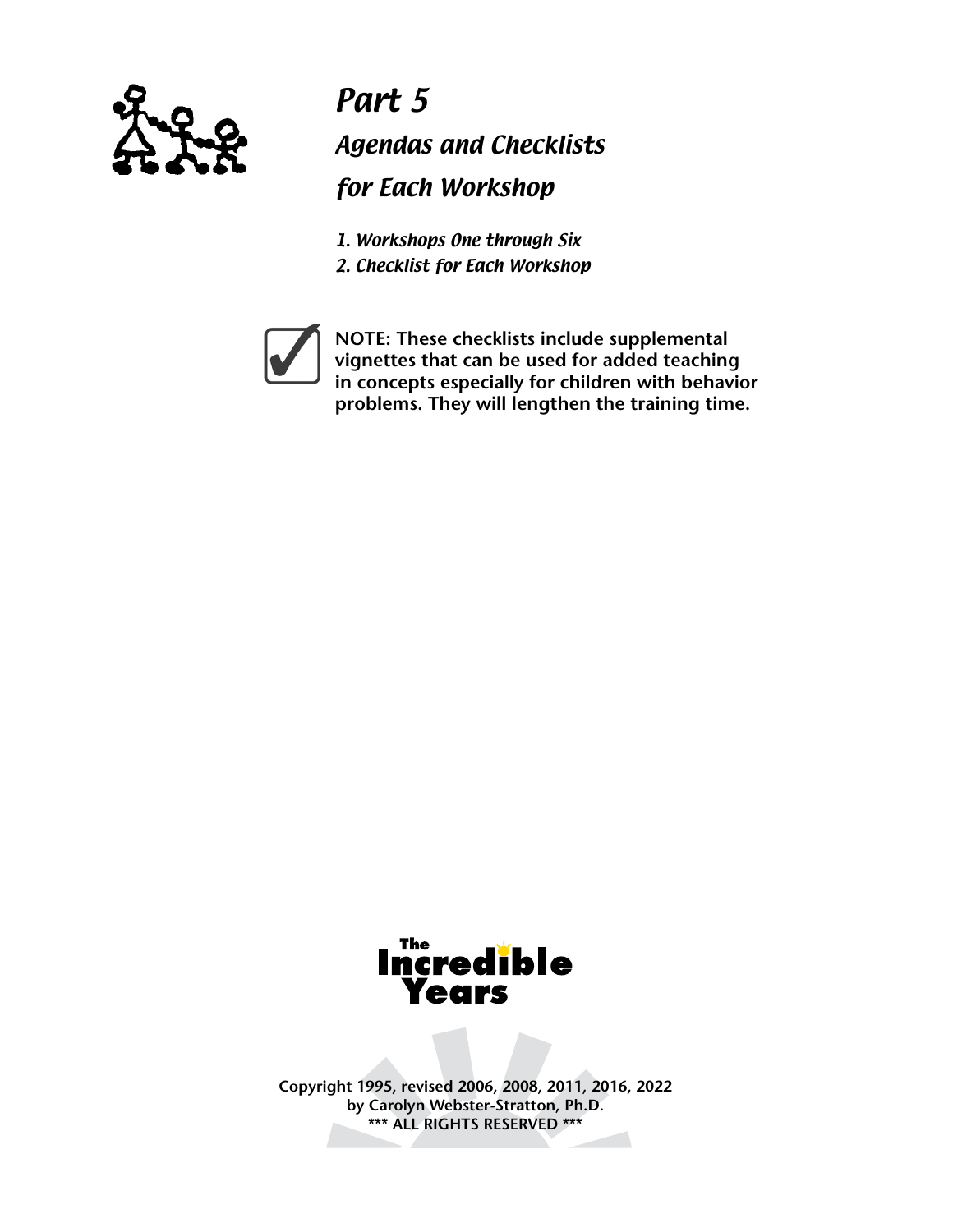# Part 5

## Agendas and Checklists for Each Workshop

*1. Workshops One through Six*
*2. Checklist for Each Workshop*

**NOTE: These checklists include supplemental vignettes that can be used for added teaching in concepts especially for children with behavior problems. They will lengthen the training time.**

The Incredible Years

**Copyright 1995, revised 2006, 2008, 2011, 2016, 2022 by Carolyn Webster-Stratton, Ph.D.**
**\*\*\* ALL RIGHTS RESERVED \*\*\***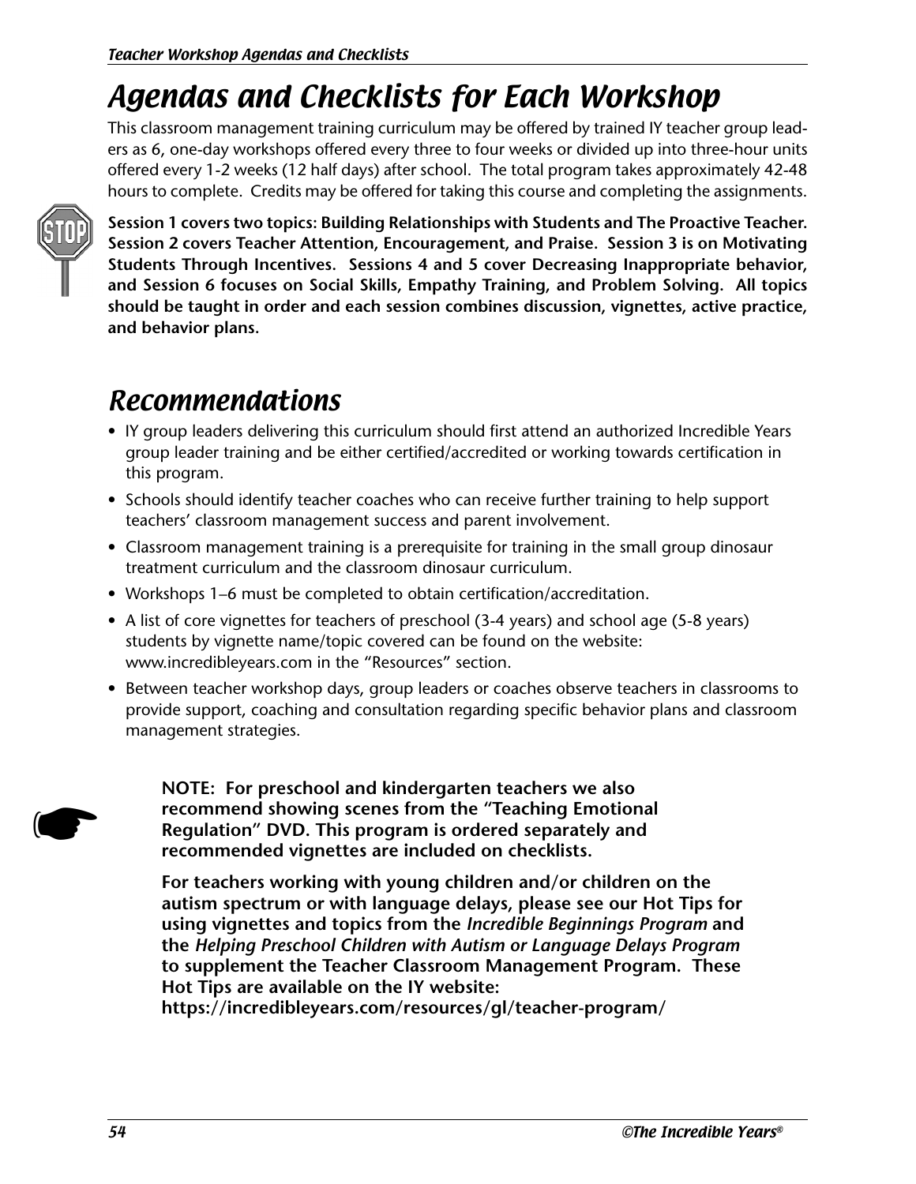# Agendas and Checklists for Each Workshop

This classroom management training curriculum may be offered by trained IY teacher group leaders as 6, one-day workshops offered every three to four weeks or divided up into three-hour units offered every 1-2 weeks (12 half days) after school. The total program takes approximately 42-48 hours to complete. Credits may be offered for taking this course and completing the assignments.

**Session 1 covers two topics: Building Relationships with Students and The Proactive Teacher. Session 2 covers Teacher Attention, Encouragement, and Praise. Session 3 is on Motivating Students Through Incentives. Sessions 4 and 5 cover Decreasing Inappropriate behavior, and Session 6 focuses on Social Skills, Empathy Training, and Problem Solving. All topics should be taught in order and each session combines discussion, vignettes, active practice, and behavior plans.**

## Recommendations

- IY group leaders delivering this curriculum should first attend an authorized Incredible Years group leader training and be either certified/accredited or working towards certification in this program.
- Schools should identify teacher coaches who can receive further training to help support teachers' classroom management success and parent involvement.
- Classroom management training is a prerequisite for training in the small group dinosaur treatment curriculum and the classroom dinosaur curriculum.
- Workshops 1–6 must be completed to obtain certification/accreditation.
- A list of core vignettes for teachers of preschool (3-4 years) and school age (5-8 years) students by vignette name/topic covered can be found on the website: www.incredibleyears.com in the "Resources" section.
- Between teacher workshop days, group leaders or coaches observe teachers in classrooms to provide support, coaching and consultation regarding specific behavior plans and classroom management strategies.

**NOTE: For preschool and kindergarten teachers we also recommend showing scenes from the "Teaching Emotional Regulation" DVD. This program is ordered separately and recommended vignettes are included on checklists.**

**For teachers working with young children and/or children on the autism spectrum or with language delays, please see our Hot Tips for using vignettes and topics from the *Incredible Beginnings Program* and the *Helping Preschool Children with Autism or Language Delays Program* to supplement the Teacher Classroom Management Program. These Hot Tips are available on the IY website: https://incredibleyears.com/resources/gl/teacher-program/**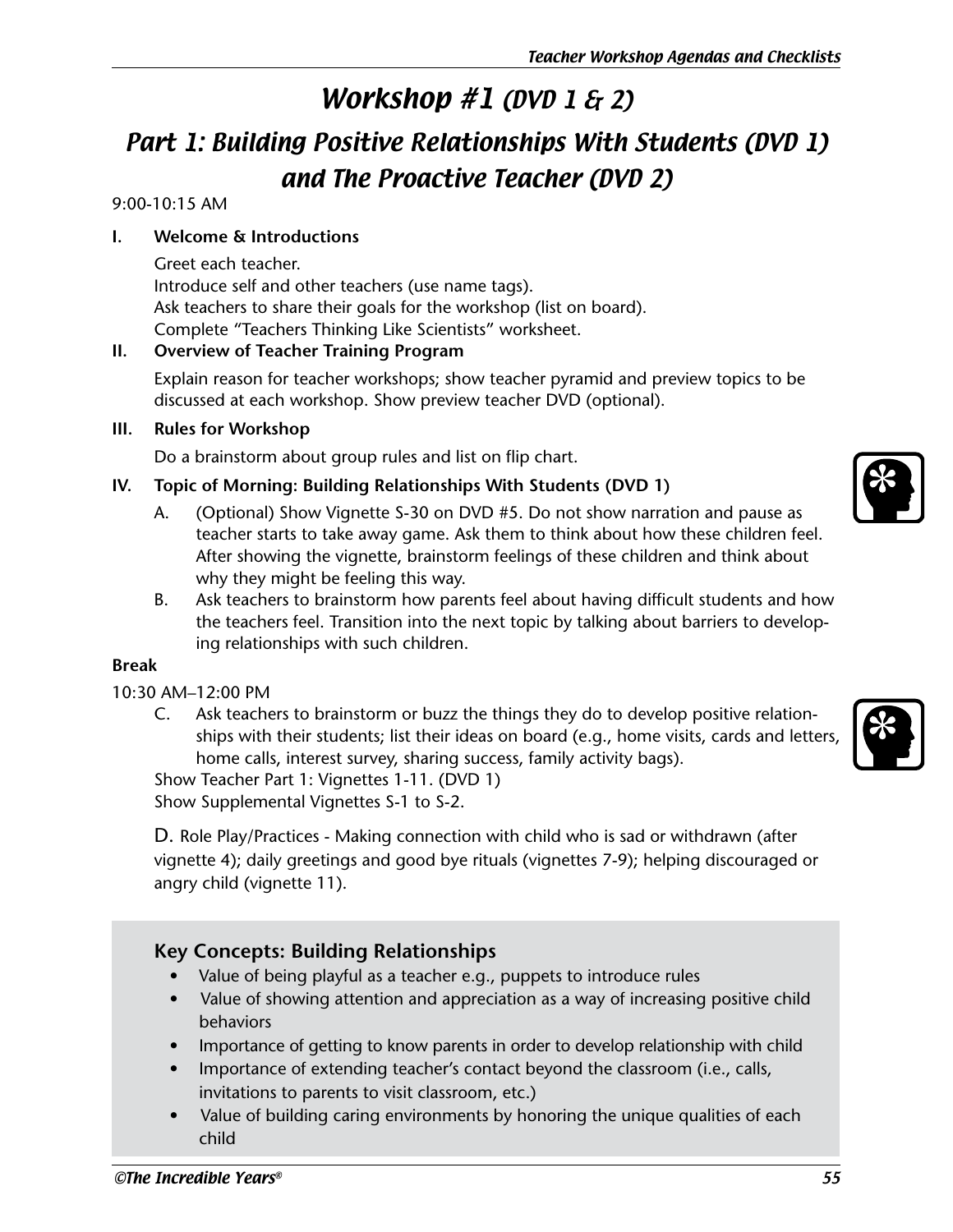# Workshop #1 (DVD 1 & 2)

## Part 1: Building Positive Relationships With Students (DVD 1) and The Proactive Teacher (DVD 2)

9:00-10:15 AM

**I. Welcome & Introductions**

Greet each teacher.
Introduce self and other teachers (use name tags).
Ask teachers to share their goals for the workshop (list on board).
Complete "Teachers Thinking Like Scientists" worksheet.

**II. Overview of Teacher Training Program**

Explain reason for teacher workshops; show teacher pyramid and preview topics to be discussed at each workshop. Show preview teacher DVD (optional).

**III. Rules for Workshop**

Do a brainstorm about group rules and list on flip chart.

**IV. Topic of Morning: Building Relationships With Students (DVD 1)**

A. (Optional) Show Vignette S-30 on DVD #5. Do not show narration and pause as teacher starts to take away game. Ask them to think about how these children feel. After showing the vignette, brainstorm feelings of these children and think about why they might be feeling this way.

B. Ask teachers to brainstorm how parents feel about having difficult students and how the teachers feel. Transition into the next topic by talking about barriers to developing relationships with such children.

**Break**

10:30 AM–12:00 PM

C. Ask teachers to brainstorm or buzz the things they do to develop positive relationships with their students; list their ideas on board (e.g., home visits, cards and letters, home calls, interest survey, sharing success, family activity bags).

Show Teacher Part 1: Vignettes 1-11. (DVD 1)
Show Supplemental Vignettes S-1 to S-2.

D. Role Play/Practices - Making connection with child who is sad or withdrawn (after vignette 4); daily greetings and good bye rituals (vignettes 7-9); helping discouraged or angry child (vignette 11).

### Key Concepts: Building Relationships

- Value of being playful as a teacher e.g., puppets to introduce rules
- Value of showing attention and appreciation as a way of increasing positive child behaviors
- Importance of getting to know parents in order to develop relationship with child
- Importance of extending teacher's contact beyond the classroom (i.e., calls, invitations to parents to visit classroom, etc.)
- Value of building caring environments by honoring the unique qualities of each child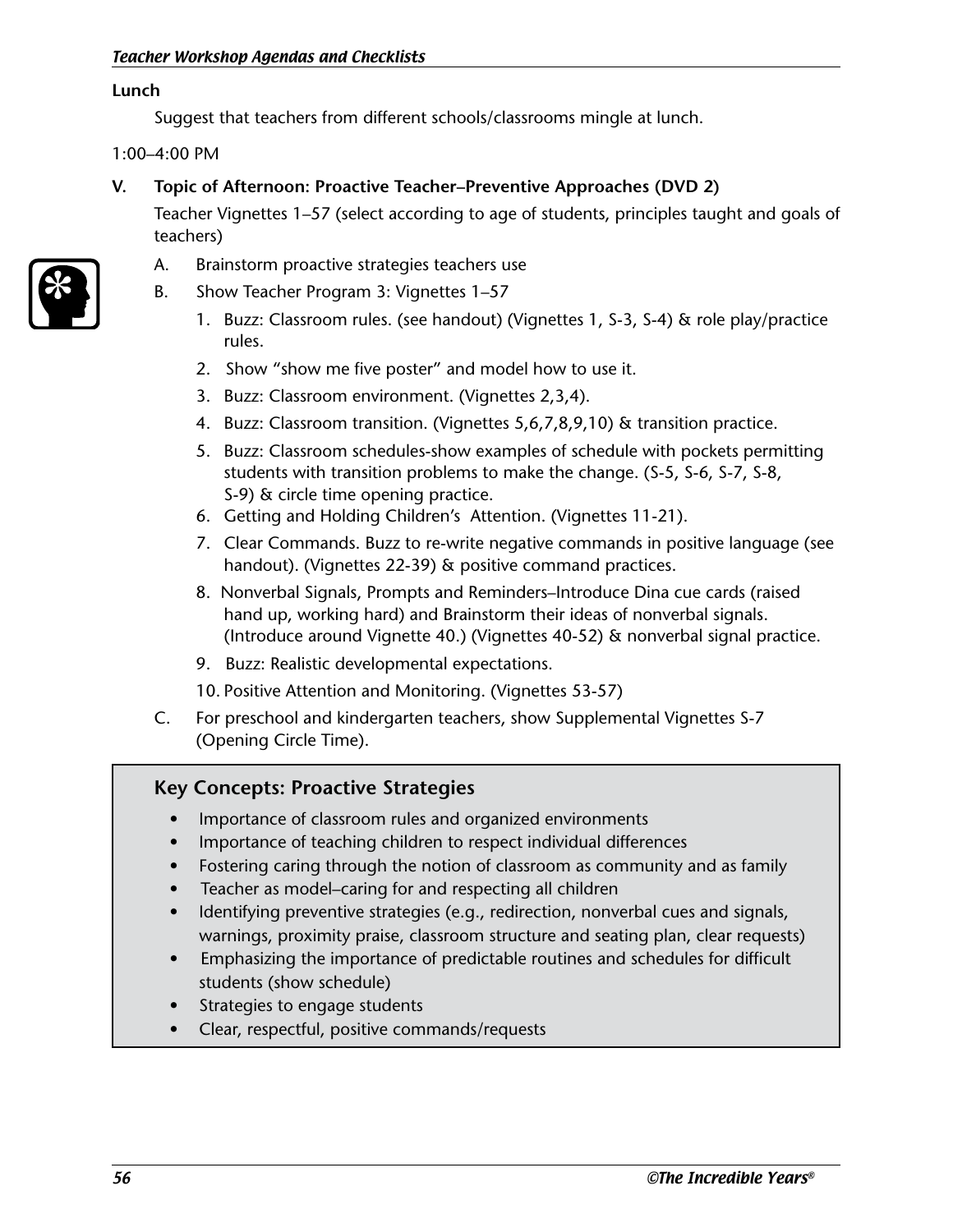**Lunch**

Suggest that teachers from different schools/classrooms mingle at lunch.

1:00–4:00 PM

**V. Topic of Afternoon: Proactive Teacher–Preventive Approaches (DVD 2)**

Teacher Vignettes 1–57 (select according to age of students, principles taught and goals of teachers)

A. Brainstorm proactive strategies teachers use

B. Show Teacher Program 3: Vignettes 1–57

1. Buzz: Classroom rules. (see handout) (Vignettes 1, S-3, S-4) & role play/practice rules.
2. Show "show me five poster" and model how to use it.
3. Buzz: Classroom environment. (Vignettes 2,3,4).
4. Buzz: Classroom transition. (Vignettes 5,6,7,8,9,10) & transition practice.
5. Buzz: Classroom schedules-show examples of schedule with pockets permitting students with transition problems to make the change. (S-5, S-6, S-7, S-8, S-9) & circle time opening practice.
6. Getting and Holding Children's Attention. (Vignettes 11-21).
7. Clear Commands. Buzz to re-write negative commands in positive language (see handout). (Vignettes 22-39) & positive command practices.
8. Nonverbal Signals, Prompts and Reminders–Introduce Dina cue cards (raised hand up, working hard) and Brainstorm their ideas of nonverbal signals. (Introduce around Vignette 40.) (Vignettes 40-52) & nonverbal signal practice.
9. Buzz: Realistic developmental expectations.
10. Positive Attention and Monitoring. (Vignettes 53-57)

C. For preschool and kindergarten teachers, show Supplemental Vignettes S-7 (Opening Circle Time).

### Key Concepts: Proactive Strategies

- Importance of classroom rules and organized environments
- Importance of teaching children to respect individual differences
- Fostering caring through the notion of classroom as community and as family
- Teacher as model–caring for and respecting all children
- Identifying preventive strategies (e.g., redirection, nonverbal cues and signals, warnings, proximity praise, classroom structure and seating plan, clear requests)
- Emphasizing the importance of predictable routines and schedules for difficult students (show schedule)
- Strategies to engage students
- Clear, respectful, positive commands/requests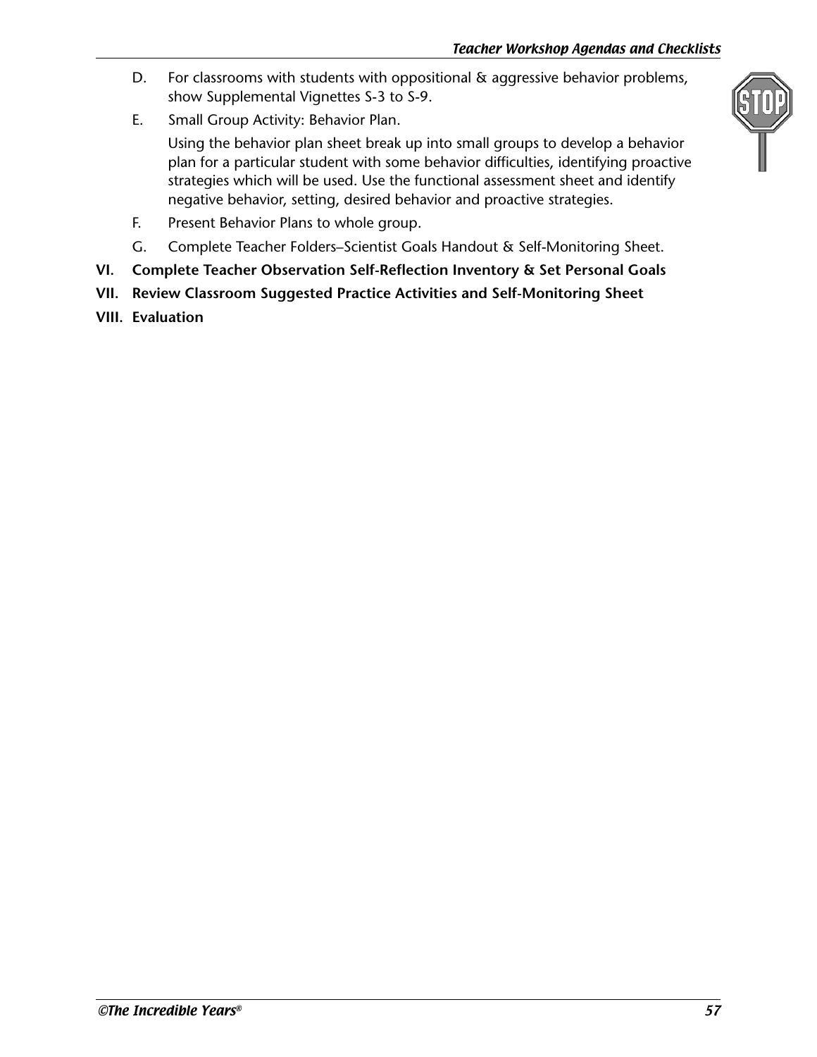D. For classrooms with students with oppositional & aggressive behavior problems, show Supplemental Vignettes S-3 to S-9.

E. Small Group Activity: Behavior Plan.

   Using the behavior plan sheet break up into small groups to develop a behavior plan for a particular student with some behavior difficulties, identifying proactive strategies which will be used. Use the functional assessment sheet and identify negative behavior, setting, desired behavior and proactive strategies.

F. Present Behavior Plans to whole group.

G. Complete Teacher Folders–Scientist Goals Handout & Self-Monitoring Sheet.

**VI. Complete Teacher Observation Self-Reflection Inventory & Set Personal Goals**

**VII. Review Classroom Suggested Practice Activities and Self-Monitoring Sheet**

**VIII. Evaluation**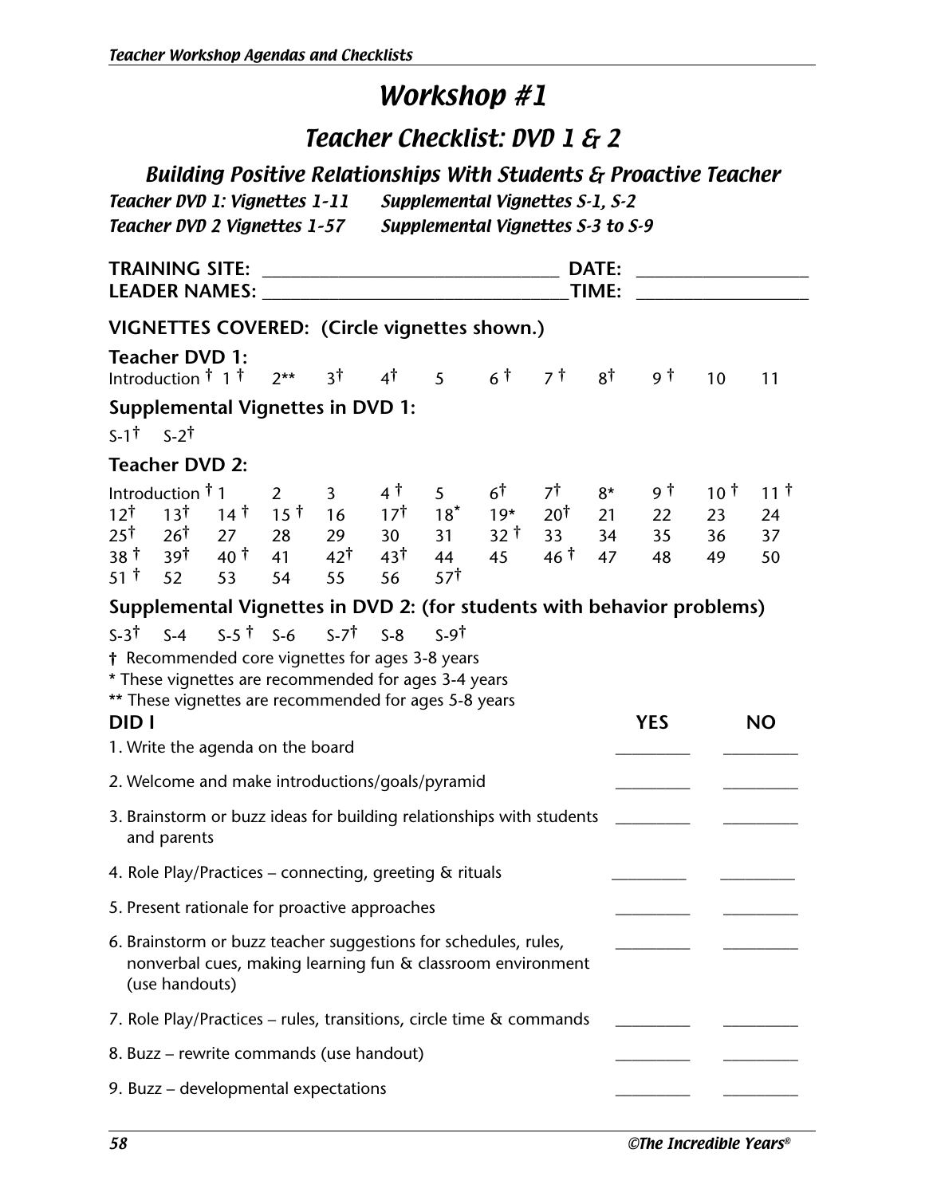# Workshop #1

## Teacher Checklist: DVD 1 & 2

### Building Positive Relationships With Students & Proactive Teacher

*Teacher DVD 1: Vignettes 1-11 — Supplemental Vignettes S-1, S-2*

*Teacher DVD 2 Vignettes 1-57 — Supplemental Vignettes S-3 to S-9*

**TRAINING SITE:** ______________________________ **DATE:** ________________

**LEADER NAMES:** ______________________________ **TIME:** ________________

**VIGNETTES COVERED: (Circle vignettes shown.)**

**Teacher DVD 1:**

Introduction † 1 † 2** 3† 4† 5 6 † 7 † 8† 9 † 10 11

**Supplemental Vignettes in DVD 1:**

S-1† S-2†

**Teacher DVD 2:**

Introduction † 1 2 3 4 † 5 6† 7† 8* 9 † 10 † 11 †
12† 13† 14 † 15 † 16 17† 18* 19* 20† 21 22 23 24
25† 26† 27 28 29 30 31 32 † 33 34 35 36 37
38 † 39† 40 † 41 42† 43† 44 45 46 † 47 48 49 50
51 † 52 53 54 55 56 57†

**Supplemental Vignettes in DVD 2: (for students with behavior problems)**

S-3† S-4 S-5 † S-6 S-7† S-8 S-9†

† Recommended core vignettes for ages 3-8 years
* These vignettes are recommended for ages 3-4 years
** These vignettes are recommended for ages 5-8 years

| DID I | YES | NO |
|---|---|---|
| 1. Write the agenda on the board | ________ | ________ |
| 2. Welcome and make introductions/goals/pyramid | ________ | ________ |
| 3. Brainstorm or buzz ideas for building relationships with students and parents | ________ | ________ |
| 4. Role Play/Practices – connecting, greeting & rituals | ________ | ________ |
| 5. Present rationale for proactive approaches | ________ | ________ |
| 6. Brainstorm or buzz teacher suggestions for schedules, rules, nonverbal cues, making learning fun & classroom environment (use handouts) | ________ | ________ |
| 7. Role Play/Practices – rules, transitions, circle time & commands | ________ | ________ |
| 8. Buzz – rewrite commands (use handout) | ________ | ________ |
| 9. Buzz – developmental expectations | ________ | ________ |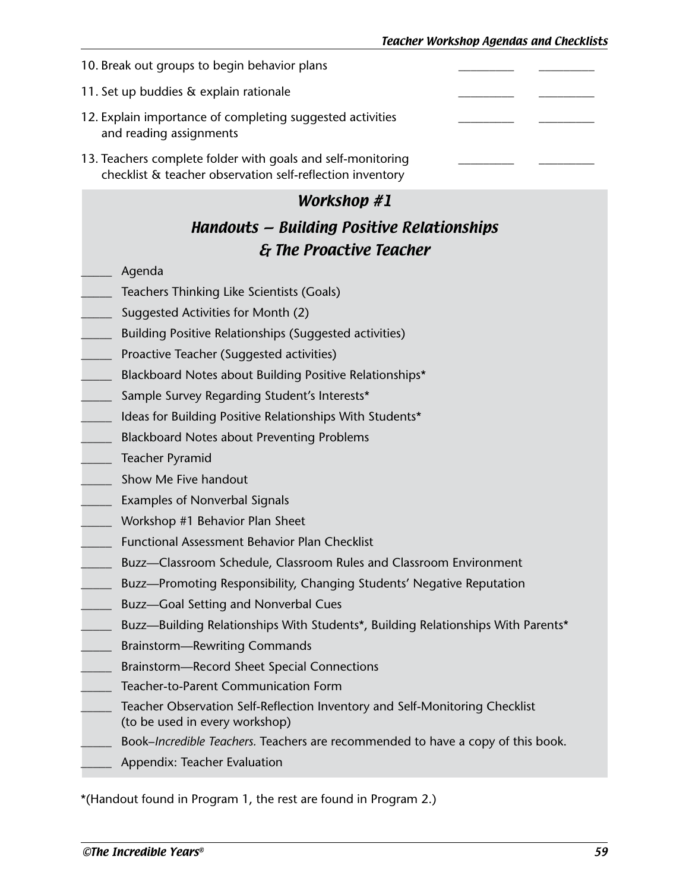10. Break out groups to begin behavior plans \_\_\_\_\_\_\_\_\_\_ \_\_\_\_\_\_\_\_\_\_

11. Set up buddies & explain rationale \_\_\_\_\_\_\_\_\_\_ \_\_\_\_\_\_\_\_\_\_

12. Explain importance of completing suggested activities and reading assignments \_\_\_\_\_\_\_\_\_\_ \_\_\_\_\_\_\_\_\_\_

13. Teachers complete folder with goals and self-monitoring checklist & teacher observation self-reflection inventory \_\_\_\_\_\_\_\_\_\_ \_\_\_\_\_\_\_\_\_\_

## Workshop #1

## Handouts — Building Positive Relationships & The Proactive Teacher

- \_\_\_\_\_ Agenda
- \_\_\_\_\_ Teachers Thinking Like Scientists (Goals)
- \_\_\_\_\_ Suggested Activities for Month (2)
- \_\_\_\_\_ Building Positive Relationships (Suggested activities)
- \_\_\_\_\_ Proactive Teacher (Suggested activities)
- \_\_\_\_\_ Blackboard Notes about Building Positive Relationships*
- \_\_\_\_\_ Sample Survey Regarding Student's Interests*
- \_\_\_\_\_ Ideas for Building Positive Relationships With Students*
- \_\_\_\_\_ Blackboard Notes about Preventing Problems
- \_\_\_\_\_ Teacher Pyramid
- \_\_\_\_\_ Show Me Five handout
- \_\_\_\_\_ Examples of Nonverbal Signals
- \_\_\_\_\_ Workshop #1 Behavior Plan Sheet
- \_\_\_\_\_ Functional Assessment Behavior Plan Checklist
- \_\_\_\_\_ Buzz—Classroom Schedule, Classroom Rules and Classroom Environment
- \_\_\_\_\_ Buzz—Promoting Responsibility, Changing Students' Negative Reputation
- \_\_\_\_\_ Buzz—Goal Setting and Nonverbal Cues
- \_\_\_\_\_ Buzz—Building Relationships With Students*, Building Relationships With Parents*
- \_\_\_\_\_ Brainstorm—Rewriting Commands
- \_\_\_\_\_ Brainstorm—Record Sheet Special Connections
- \_\_\_\_\_ Teacher-to-Parent Communication Form
- \_\_\_\_\_ Teacher Observation Self-Reflection Inventory and Self-Monitoring Checklist (to be used in every workshop)
- \_\_\_\_\_ Book–*Incredible Teachers.* Teachers are recommended to have a copy of this book.
- \_\_\_\_\_ Appendix: Teacher Evaluation

*(Handout found in Program 1, the rest are found in Program 2.)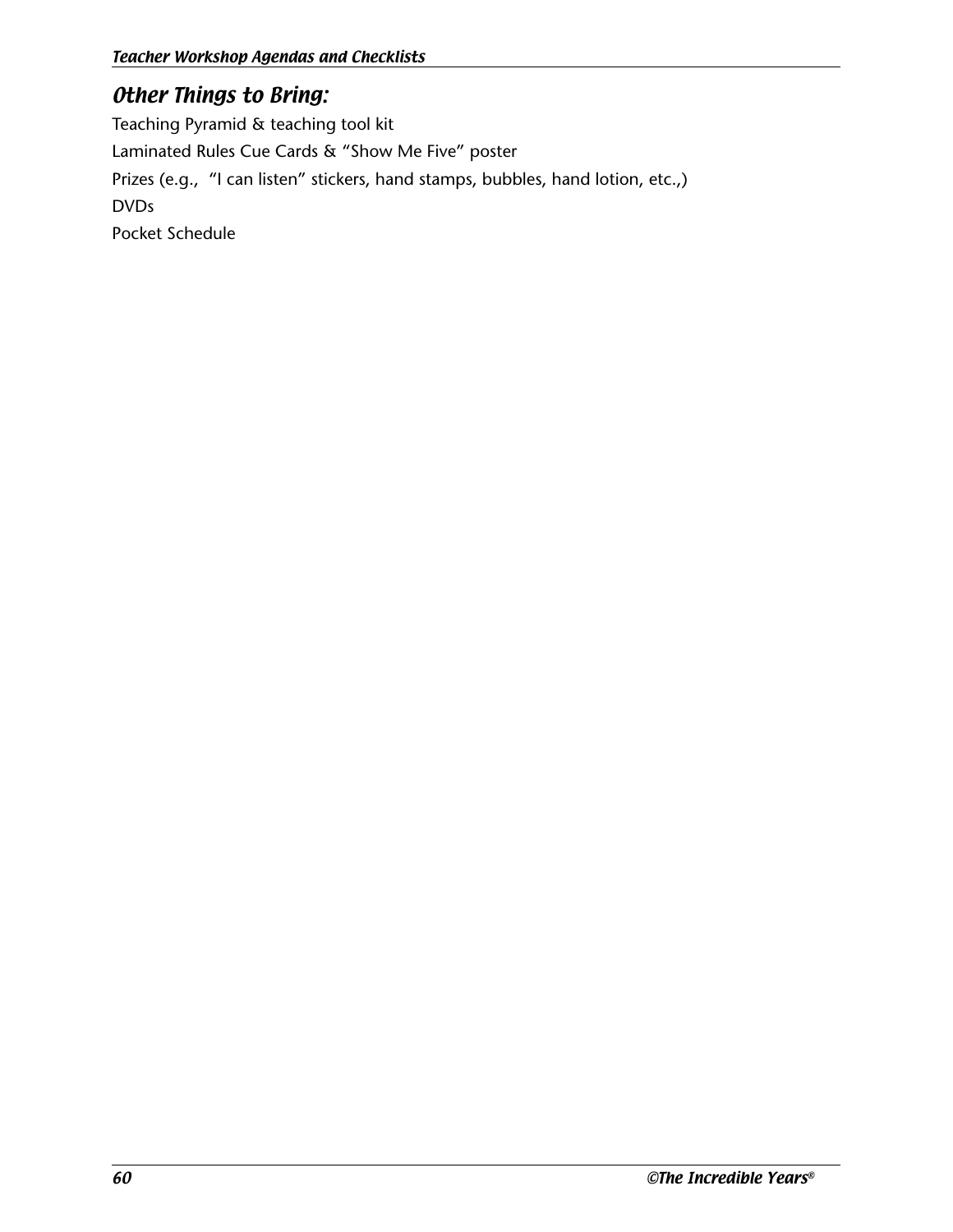## *Other Things to Bring:*

Teaching Pyramid & teaching tool kit

Laminated Rules Cue Cards & "Show Me Five" poster

Prizes (e.g., "I can listen" stickers, hand stamps, bubbles, hand lotion, etc.,)

DVDs

Pocket Schedule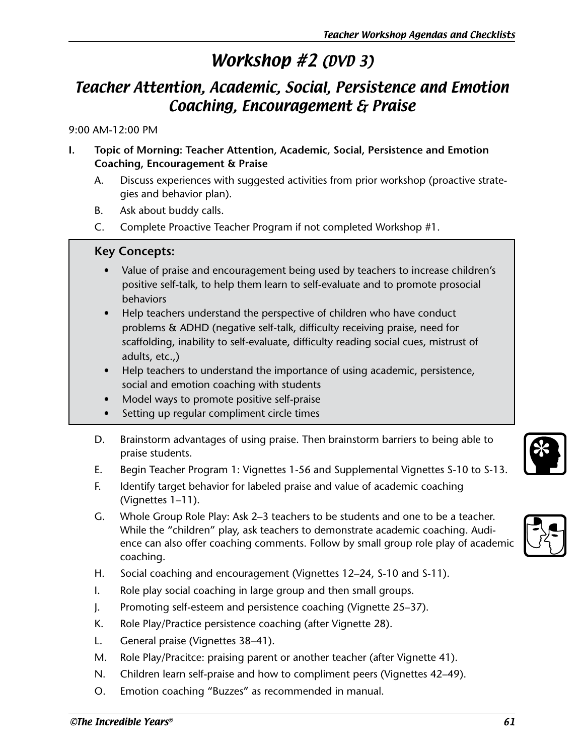# Workshop #2 *(DVD 3)*

## Teacher Attention, Academic, Social, Persistence and Emotion Coaching, Encouragement & Praise

9:00 AM-12:00 PM

**I. Topic of Morning: Teacher Attention, Academic, Social, Persistence and Emotion Coaching, Encouragement & Praise**

A. Discuss experiences with suggested activities from prior workshop (proactive strategies and behavior plan).

B. Ask about buddy calls.

C. Complete Proactive Teacher Program if not completed Workshop #1.

**Key Concepts:**

- Value of praise and encouragement being used by teachers to increase children's positive self-talk, to help them learn to self-evaluate and to promote prosocial behaviors
- Help teachers understand the perspective of children who have conduct problems & ADHD (negative self-talk, difficulty receiving praise, need for scaffolding, inability to self-evaluate, difficulty reading social cues, mistrust of adults, etc.,)
- Help teachers to understand the importance of using academic, persistence, social and emotion coaching with students
- Model ways to promote positive self-praise
- Setting up regular compliment circle times

D. Brainstorm advantages of using praise. Then brainstorm barriers to being able to praise students.

E. Begin Teacher Program 1: Vignettes 1-56 and Supplemental Vignettes S-10 to S-13.

F. Identify target behavior for labeled praise and value of academic coaching (Vignettes 1–11).

G. Whole Group Role Play: Ask 2–3 teachers to be students and one to be a teacher. While the "children" play, ask teachers to demonstrate academic coaching. Audience can also offer coaching comments. Follow by small group role play of academic coaching.

H. Social coaching and encouragement (Vignettes 12–24, S-10 and S-11).

I. Role play social coaching in large group and then small groups.

J. Promoting self-esteem and persistence coaching (Vignette 25–37).

K. Role Play/Practice persistence coaching (after Vignette 28).

L. General praise (Vignettes 38–41).

M. Role Play/Pracitce: praising parent or another teacher (after Vignette 41).

N. Children learn self-praise and how to compliment peers (Vignettes 42–49).

O. Emotion coaching "Buzzes" as recommended in manual.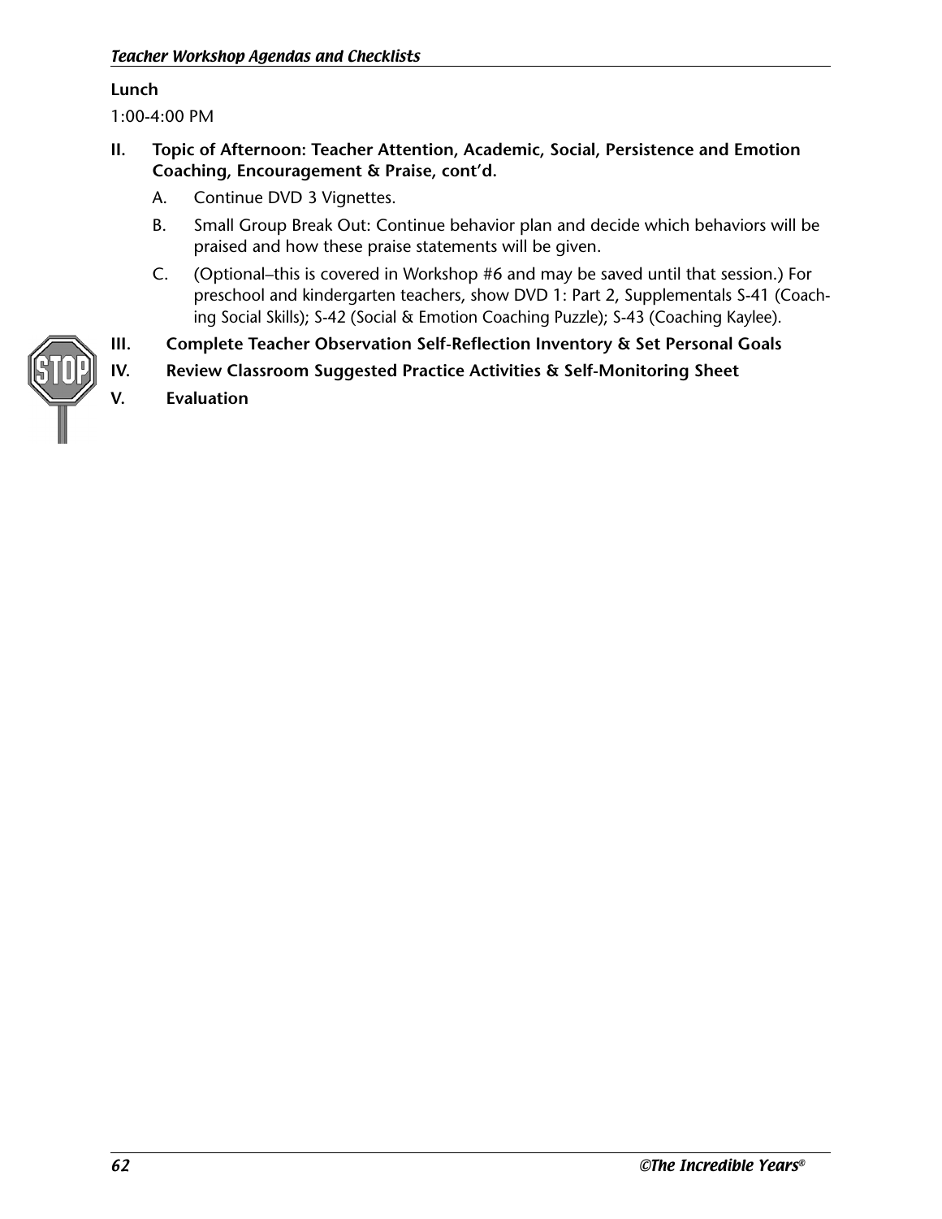**Lunch**

1:00-4:00 PM

**II. Topic of Afternoon: Teacher Attention, Academic, Social, Persistence and Emotion Coaching, Encouragement & Praise, cont'd.**

   A. Continue DVD 3 Vignettes.

   B. Small Group Break Out: Continue behavior plan and decide which behaviors will be praised and how these praise statements will be given.

   C. (Optional–this is covered in Workshop #6 and may be saved until that session.) For preschool and kindergarten teachers, show DVD 1: Part 2, Supplementals S-41 (Coaching Social Skills); S-42 (Social & Emotion Coaching Puzzle); S-43 (Coaching Kaylee).

**III. Complete Teacher Observation Self-Reflection Inventory & Set Personal Goals**

**IV. Review Classroom Suggested Practice Activities & Self-Monitoring Sheet**

**V. Evaluation**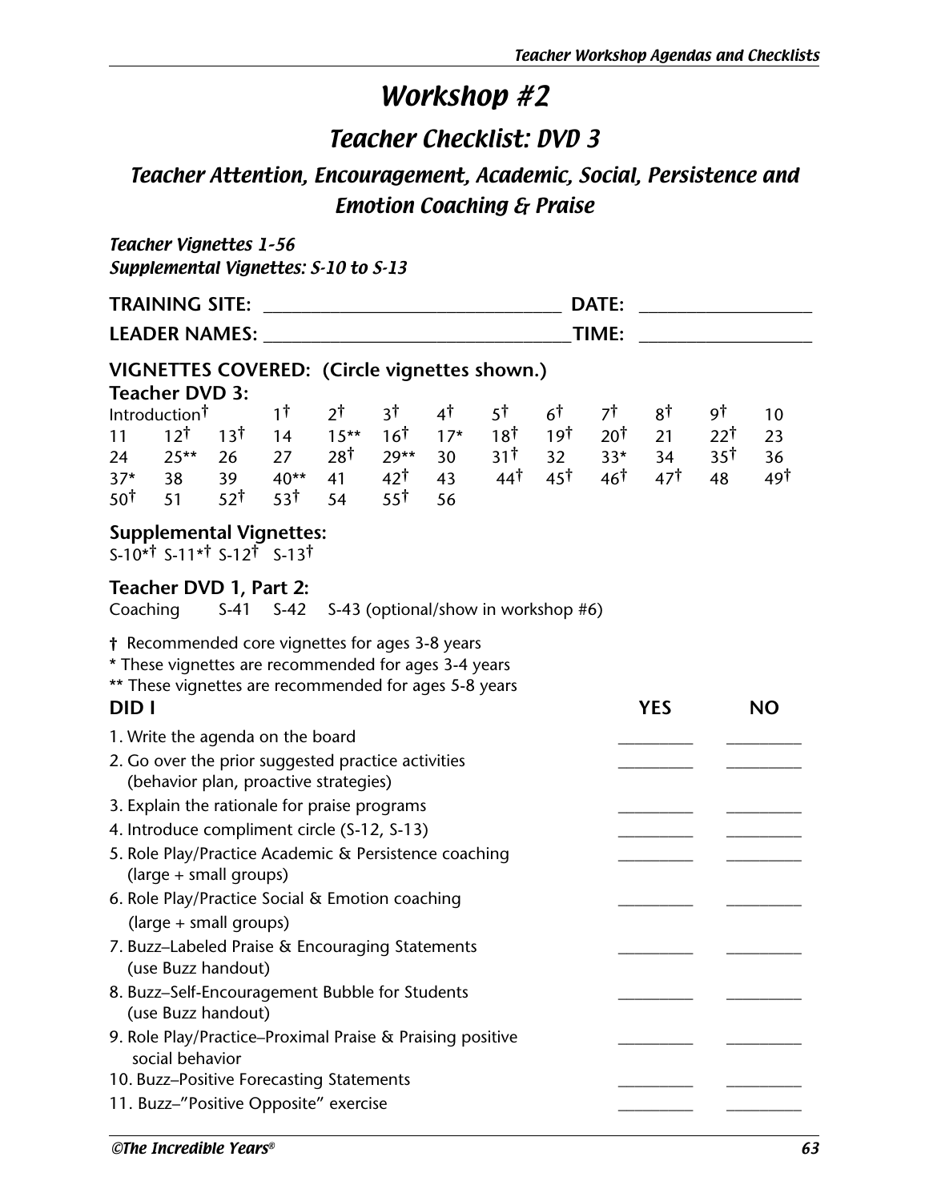# Workshop #2

## Teacher Checklist: DVD 3

### Teacher Attention, Encouragement, Academic, Social, Persistence and Emotion Coaching & Praise

***Teacher Vignettes 1-56***
***Supplemental Vignettes: S-10 to S-13***

**TRAINING SITE:** ______________________________ **DATE:** ________________

**LEADER NAMES:** ______________________________ **TIME:** ________________

**VIGNETTES COVERED: (Circle vignettes shown.)**

**Teacher DVD 3:**

Introduction† 1† 2† 3† 4† 5† 6† 7† 8† 9† 10
11 12† 13† 14 15** 16† 17* 18† 19† 20† 21 22† 23
24 25** 26 27 28† 29** 30 31† 32 33* 34 35† 36
37* 38 39 40** 41 42† 43 44† 45† 46† 47† 48 49†
50† 51 52† 53† 54 55† 56

**Supplemental Vignettes:**

S-10*† S-11*† S-12† S-13†

**Teacher DVD 1, Part 2:**

Coaching S-41 S-42 S-43 (optional/show in workshop #6)

† Recommended core vignettes for ages 3-8 years
* These vignettes are recommended for ages 3-4 years
** These vignettes are recommended for ages 5-8 years

| DID I | YES | NO |
|---|---|---|
| 1. Write the agenda on the board | ________ | ________ |
| 2. Go over the prior suggested practice activities (behavior plan, proactive strategies) | ________ | ________ |
| 3. Explain the rationale for praise programs | ________ | ________ |
| 4. Introduce compliment circle (S-12, S-13) | ________ | ________ |
| 5. Role Play/Practice Academic & Persistence coaching (large + small groups) | ________ | ________ |
| 6. Role Play/Practice Social & Emotion coaching (large + small groups) | ________ | ________ |
| 7. Buzz–Labeled Praise & Encouraging Statements (use Buzz handout) | ________ | ________ |
| 8. Buzz–Self-Encouragement Bubble for Students (use Buzz handout) | ________ | ________ |
| 9. Role Play/Practice–Proximal Praise & Praising positive social behavior | ________ | ________ |
| 10. Buzz–Positive Forecasting Statements | ________ | ________ |
| 11. Buzz–"Positive Opposite" exercise | ________ | ________ |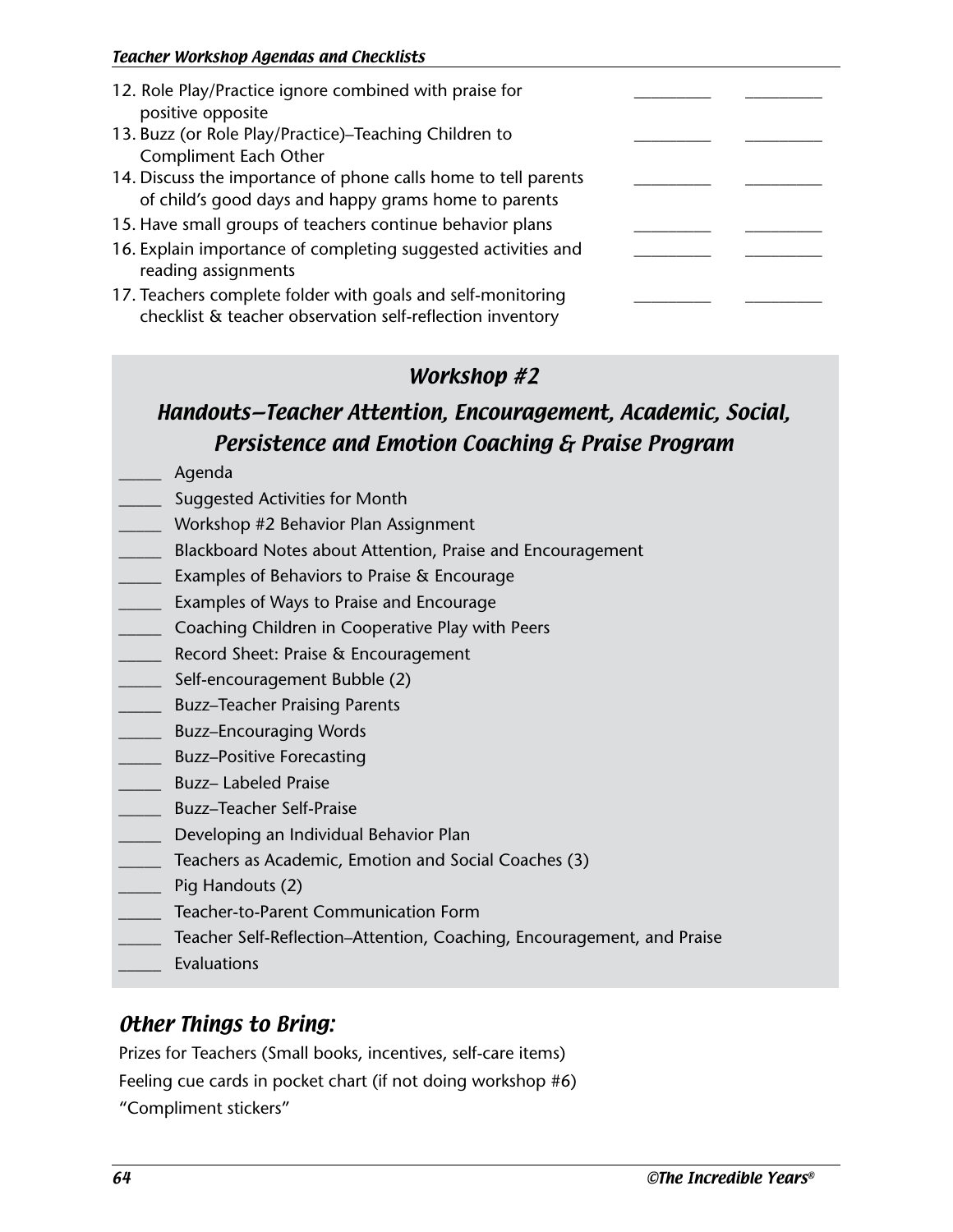12. Role Play/Practice ignore combined with praise for positive opposite \_\_\_\_\_\_\_\_\_\_ \_\_\_\_\_\_\_\_\_\_
13. Buzz (or Role Play/Practice)–Teaching Children to Compliment Each Other \_\_\_\_\_\_\_\_\_\_ \_\_\_\_\_\_\_\_\_\_
14. Discuss the importance of phone calls home to tell parents of child's good days and happy grams home to parents \_\_\_\_\_\_\_\_\_\_ \_\_\_\_\_\_\_\_\_\_
15. Have small groups of teachers continue behavior plans \_\_\_\_\_\_\_\_\_\_ \_\_\_\_\_\_\_\_\_\_
16. Explain importance of completing suggested activities and reading assignments \_\_\_\_\_\_\_\_\_\_ \_\_\_\_\_\_\_\_\_\_
17. Teachers complete folder with goals and self-monitoring checklist & teacher observation self-reflection inventory \_\_\_\_\_\_\_\_\_\_ \_\_\_\_\_\_\_\_\_\_

## *Workshop #2*

### *Handouts—Teacher Attention, Encouragement, Academic, Social, Persistence and Emotion Coaching & Praise Program*

_____ Agenda

_____ Suggested Activities for Month

_____ Workshop #2 Behavior Plan Assignment

_____ Blackboard Notes about Attention, Praise and Encouragement

_____ Examples of Behaviors to Praise & Encourage

_____ Examples of Ways to Praise and Encourage

_____ Coaching Children in Cooperative Play with Peers

_____ Record Sheet: Praise & Encouragement

_____ Self-encouragement Bubble (2)

_____ Buzz–Teacher Praising Parents

_____ Buzz–Encouraging Words

_____ Buzz–Positive Forecasting

_____ Buzz– Labeled Praise

_____ Buzz–Teacher Self-Praise

_____ Developing an Individual Behavior Plan

_____ Teachers as Academic, Emotion and Social Coaches (3)

_____ Pig Handouts (2)

_____ Teacher-to-Parent Communication Form

_____ Teacher Self-Reflection–Attention, Coaching, Encouragement, and Praise

_____ Evaluations

## *Other Things to Bring:*

Prizes for Teachers (Small books, incentives, self-care items)

Feeling cue cards in pocket chart (if not doing workshop #6)

"Compliment stickers"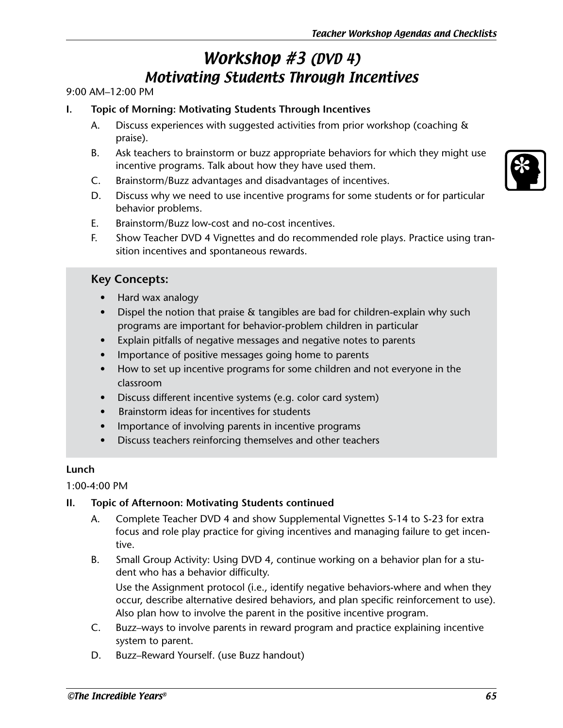# *Workshop #3 (DVD 4)*
## *Motivating Students Through Incentives*

9:00 AM–12:00 PM

**I. Topic of Morning: Motivating Students Through Incentives**

A. Discuss experiences with suggested activities from prior workshop (coaching & praise).

B. Ask teachers to brainstorm or buzz appropriate behaviors for which they might use incentive programs. Talk about how they have used them.

C. Brainstorm/Buzz advantages and disadvantages of incentives.

D. Discuss why we need to use incentive programs for some students or for particular behavior problems.

E. Brainstorm/Buzz low-cost and no-cost incentives.

F. Show Teacher DVD 4 Vignettes and do recommended role plays. Practice using transition incentives and spontaneous rewards.

### Key Concepts:

- Hard wax analogy
- Dispel the notion that praise & tangibles are bad for children-explain why such programs are important for behavior-problem children in particular
- Explain pitfalls of negative messages and negative notes to parents
- Importance of positive messages going home to parents
- How to set up incentive programs for some children and not everyone in the classroom
- Discuss different incentive systems (e.g. color card system)
- Brainstorm ideas for incentives for students
- Importance of involving parents in incentive programs
- Discuss teachers reinforcing themselves and other teachers

**Lunch**

1:00-4:00 PM

**II. Topic of Afternoon: Motivating Students continued**

A. Complete Teacher DVD 4 and show Supplemental Vignettes S-14 to S-23 for extra focus and role play practice for giving incentives and managing failure to get incentive.

B. Small Group Activity: Using DVD 4, continue working on a behavior plan for a student who has a behavior difficulty.

Use the Assignment protocol (i.e., identify negative behaviors-where and when they occur, describe alternative desired behaviors, and plan specific reinforcement to use). Also plan how to involve the parent in the positive incentive program.

C. Buzz–ways to involve parents in reward program and practice explaining incentive system to parent.

D. Buzz–Reward Yourself. (use Buzz handout)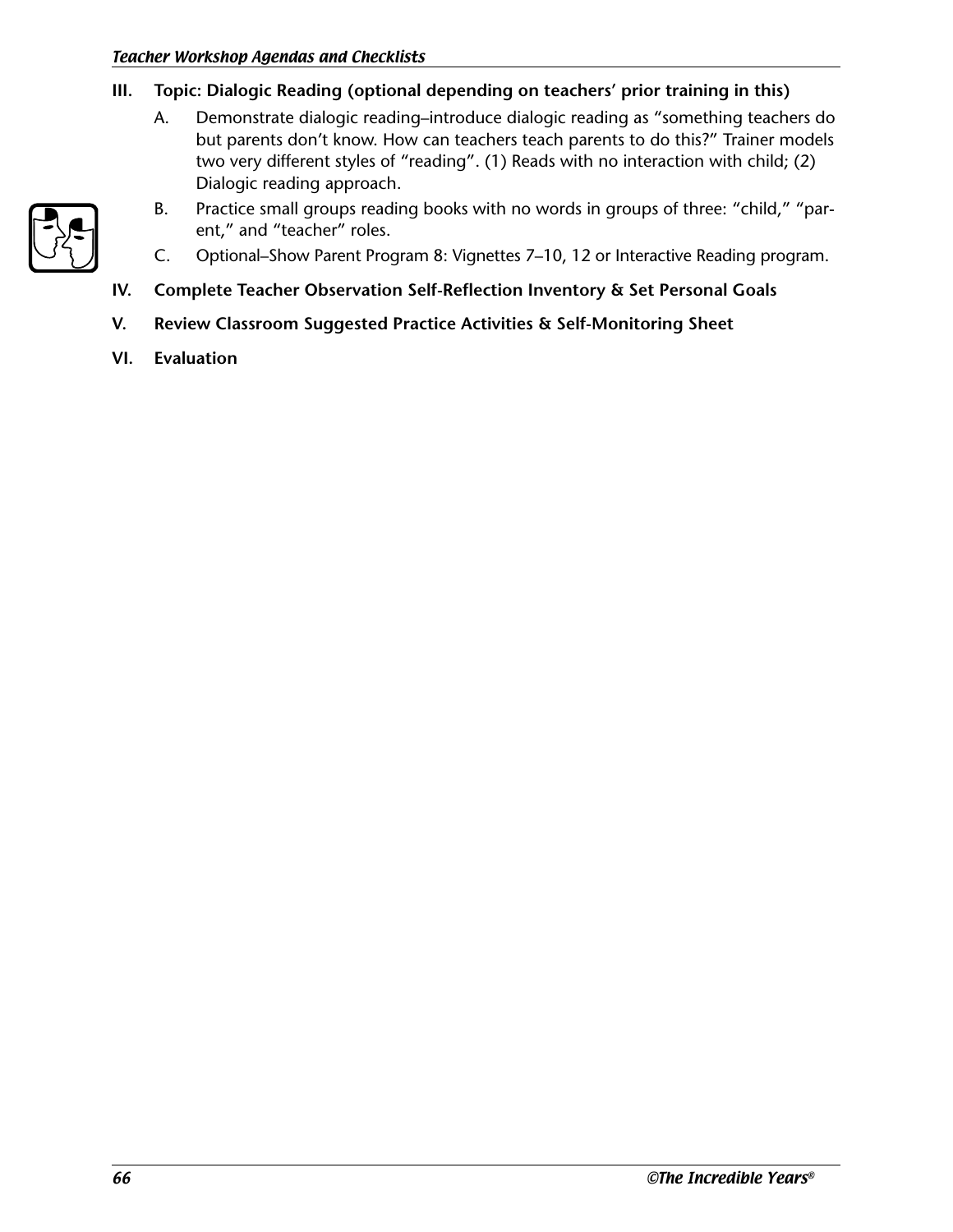**III. Topic: Dialogic Reading (optional depending on teachers' prior training in this)**

A. Demonstrate dialogic reading–introduce dialogic reading as "something teachers do but parents don't know. How can teachers teach parents to do this?" Trainer models two very different styles of "reading". (1) Reads with no interaction with child; (2) Dialogic reading approach.

B. Practice small groups reading books with no words in groups of three: "child," "parent," and "teacher" roles.

C. Optional–Show Parent Program 8: Vignettes 7–10, 12 or Interactive Reading program.

**IV. Complete Teacher Observation Self-Reflection Inventory & Set Personal Goals**

**V. Review Classroom Suggested Practice Activities & Self-Monitoring Sheet**

**VI. Evaluation**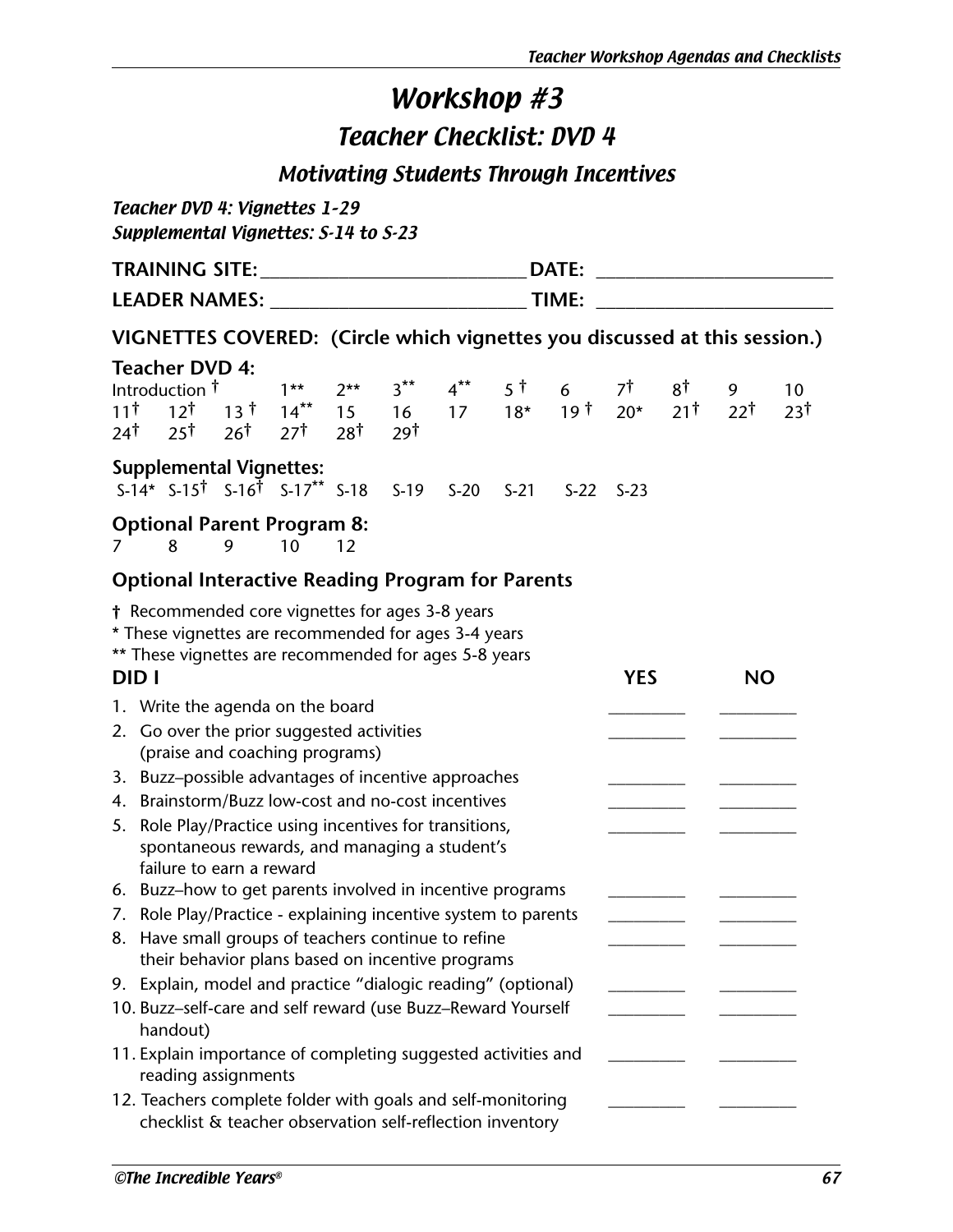# Workshop #3

## Teacher Checklist: DVD 4

### *Motivating Students Through Incentives*

***Teacher DVD 4: Vignettes 1-29***
***Supplemental Vignettes: S-14 to S-23***

**TRAINING SITE:** ____________________________ **DATE:** _________________________

**LEADER NAMES:** ___________________________ **TIME:** _________________________

**VIGNETTES COVERED: (Circle which vignettes you discussed at this session.)**

**Teacher DVD 4:**

Introduction † 1** 2** 3** 4** 5 † 6 7† 8† 9 10
11† 12† 13 † 14** 15 16 17 18* 19 † 20* 21† 22† 23†
24† 25† 26† 27† 28† 29†

**Supplemental Vignettes:**

S-14* S-15† S-16† S-17** S-18 S-19 S-20 S-21 S-22 S-23

**Optional Parent Program 8:**

7 8 9 10 12

**Optional Interactive Reading Program for Parents**

† Recommended core vignettes for ages 3-8 years
* These vignettes are recommended for ages 3-4 years
** These vignettes are recommended for ages 5-8 years

| DID I | YES | NO |
|---|---|---|
| 1. Write the agenda on the board | _________ | _________ |
| 2. Go over the prior suggested activities (praise and coaching programs) | _________ | _________ |
| 3. Buzz–possible advantages of incentive approaches | _________ | _________ |
| 4. Brainstorm/Buzz low-cost and no-cost incentives | _________ | _________ |
| 5. Role Play/Practice using incentives for transitions, spontaneous rewards, and managing a student's failure to earn a reward | _________ | _________ |
| 6. Buzz–how to get parents involved in incentive programs | _________ | _________ |
| 7. Role Play/Practice - explaining incentive system to parents | _________ | _________ |
| 8. Have small groups of teachers continue to refine their behavior plans based on incentive programs | _________ | _________ |
| 9. Explain, model and practice "dialogic reading" (optional) | _________ | _________ |
| 10. Buzz–self-care and self reward (use Buzz–Reward Yourself handout) | _________ | _________ |
| 11. Explain importance of completing suggested activities and reading assignments | _________ | _________ |
| 12. Teachers complete folder with goals and self-monitoring checklist & teacher observation self-reflection inventory | _________ | _________ |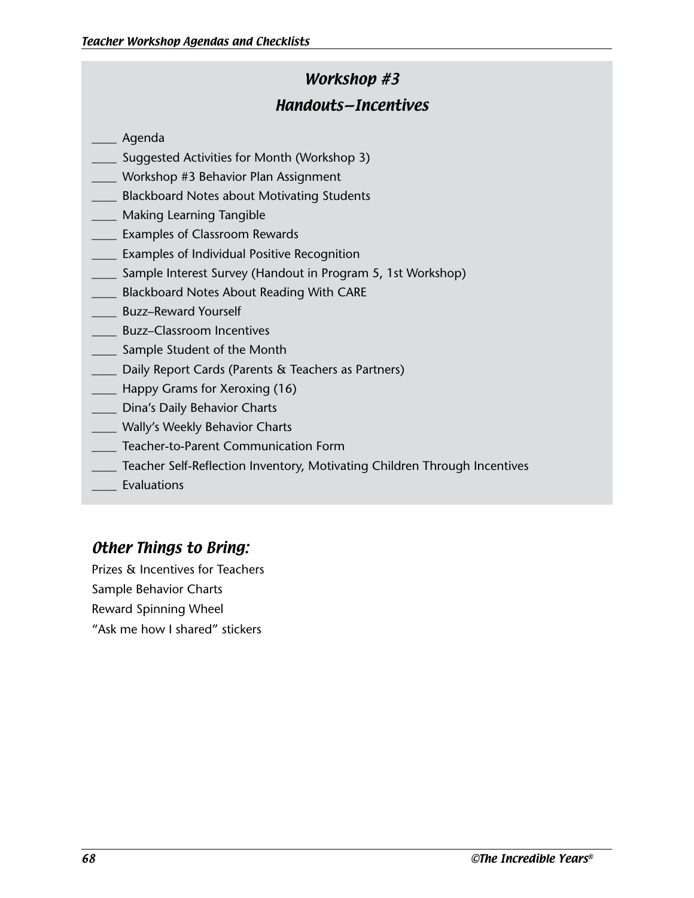## *Workshop #3*

## *Handouts—Incentives*

- ____ Agenda
- ____ Suggested Activities for Month (Workshop 3)
- ____ Workshop #3 Behavior Plan Assignment
- ____ Blackboard Notes about Motivating Students
- ____ Making Learning Tangible
- ____ Examples of Classroom Rewards
- ____ Examples of Individual Positive Recognition
- ____ Sample Interest Survey (Handout in Program 5, 1st Workshop)
- ____ Blackboard Notes About Reading With CARE
- ____ Buzz–Reward Yourself
- ____ Buzz–Classroom Incentives
- ____ Sample Student of the Month
- ____ Daily Report Cards (Parents & Teachers as Partners)
- ____ Happy Grams for Xeroxing (16)
- ____ Dina's Daily Behavior Charts
- ____ Wally's Weekly Behavior Charts
- ____ Teacher-to-Parent Communication Form
- ____ Teacher Self-Reflection Inventory, Motivating Children Through Incentives
- ____ Evaluations

### *Other Things to Bring:*

Prize & Incentives for Teachers
Sample Behavior Charts
Reward Spinning Wheel
"Ask me how I shared" stickers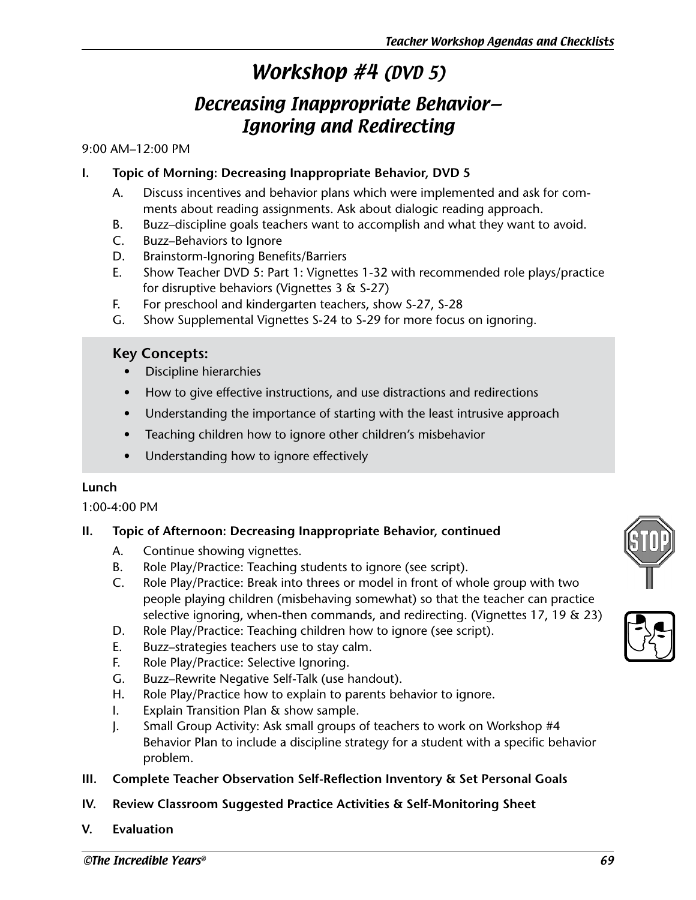# Workshop #4 (DVD 5)

## Decreasing Inappropriate Behavior— Ignoring and Redirecting

9:00 AM–12:00 PM

**I. Topic of Morning: Decreasing Inappropriate Behavior, DVD 5**

A. Discuss incentives and behavior plans which were implemented and ask for comments about reading assignments. Ask about dialogic reading approach.

B. Buzz–discipline goals teachers want to accomplish and what they want to avoid.

C. Buzz–Behaviors to Ignore

D. Brainstorm-Ignoring Benefits/Barriers

E. Show Teacher DVD 5: Part 1: Vignettes 1-32 with recommended role plays/practice for disruptive behaviors (Vignettes 3 & S-27)

F. For preschool and kindergarten teachers, show S-27, S-28

G. Show Supplemental Vignettes S-24 to S-29 for more focus on ignoring.

**Key Concepts:**

- Discipline hierarchies
- How to give effective instructions, and use distractions and redirections
- Understanding the importance of starting with the least intrusive approach
- Teaching children how to ignore other children's misbehavior
- Understanding how to ignore effectively

**Lunch**

1:00-4:00 PM

**II. Topic of Afternoon: Decreasing Inappropriate Behavior, continued**

A. Continue showing vignettes.

B. Role Play/Practice: Teaching students to ignore (see script).

C. Role Play/Practice: Break into threes or model in front of whole group with two people playing children (misbehaving somewhat) so that the teacher can practice selective ignoring, when-then commands, and redirecting. (Vignettes 17, 19 & 23)

D. Role Play/Practice: Teaching children how to ignore (see script).

E. Buzz–strategies teachers use to stay calm.

F. Role Play/Practice: Selective Ignoring.

G. Buzz–Rewrite Negative Self-Talk (use handout).

H. Role Play/Practice how to explain to parents behavior to ignore.

I. Explain Transition Plan & show sample.

J. Small Group Activity: Ask small groups of teachers to work on Workshop #4 Behavior Plan to include a discipline strategy for a student with a specific behavior problem.

**III. Complete Teacher Observation Self-Reflection Inventory & Set Personal Goals**

**IV. Review Classroom Suggested Practice Activities & Self-Monitoring Sheet**

**V. Evaluation**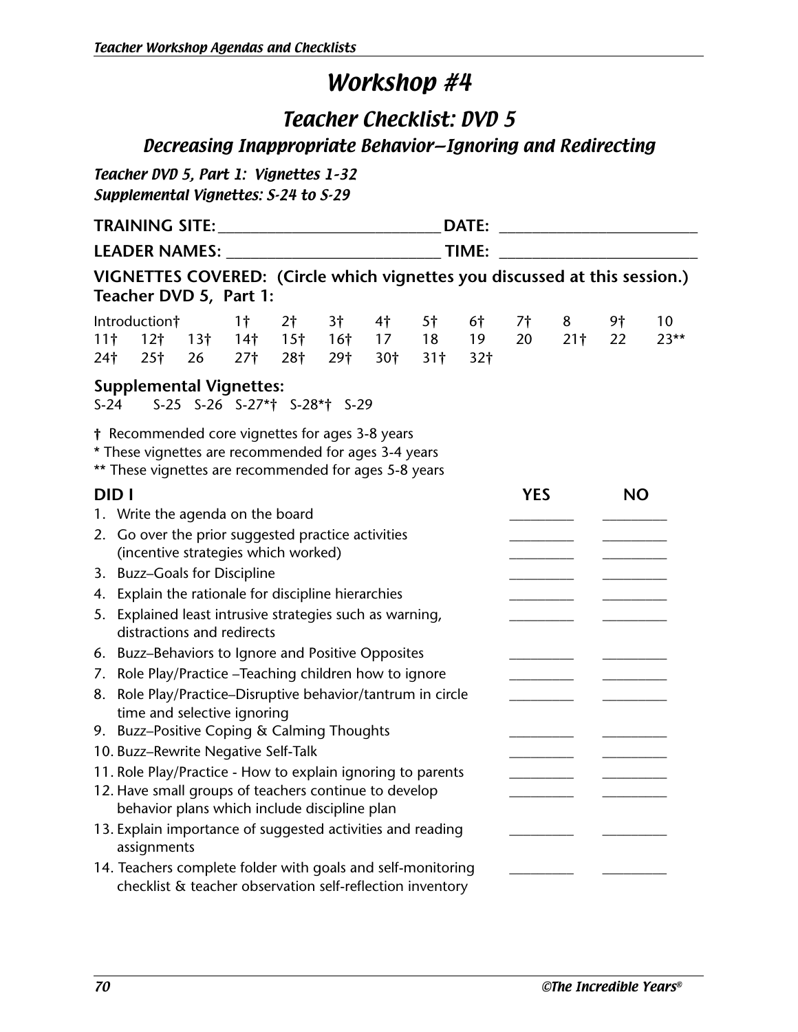// Workshop #4

## Teacher Checklist: DVD 5

### Decreasing Inappropriate Behavior—Ignoring and Redirecting

***Teacher DVD 5, Part 1: Vignettes 1-32***
***Supplemental Vignettes: S-24 to S-29***

**TRAINING SITE:** ____________________________ **DATE:** _________________________

**LEADER NAMES:** ___________________________ **TIME:** _________________________

**VIGNETTES COVERED: (Circle which vignettes you discussed at this session.)**
**Teacher DVD 5, Part 1:**

Introduction† 1† 2† 3† 4† 5† 6† 7† 8 9† 10
11† 12† 13† 14† 15† 16† 17 18 19 20 21† 22 23**
24† 25† 26 27† 28† 29† 30† 31† 32†

**Supplemental Vignettes:**
S-24 S-25 S-26 S-27*† S-28*† S-29

† Recommended core vignettes for ages 3-8 years
* These vignettes are recommended for ages 3-4 years
** These vignettes are recommended for ages 5-8 years

| DID I | YES | NO |
|---|---|---|
| 1. Write the agenda on the board | _________ | _________ |
| 2. Go over the prior suggested practice activities (incentive strategies which worked) | _________ | _________ |
| 3. Buzz–Goals for Discipline | _________ | _________ |
| 4. Explain the rationale for discipline hierarchies | _________ | _________ |
| 5. Explained least intrusive strategies such as warning, distractions and redirects | _________ | _________ |
| 6. Buzz–Behaviors to Ignore and Positive Opposites | _________ | _________ |
| 7. Role Play/Practice –Teaching children how to ignore | _________ | _________ |
| 8. Role Play/Practice–Disruptive behavior/tantrum in circle time and selective ignoring | _________ | _________ |
| 9. Buzz–Positive Coping & Calming Thoughts | _________ | _________ |
| 10. Buzz–Rewrite Negative Self-Talk | _________ | _________ |
| 11. Role Play/Practice - How to explain ignoring to parents | _________ | _________ |
| 12. Have small groups of teachers continue to develop behavior plans which include discipline plan | _________ | _________ |
| 13. Explain importance of suggested activities and reading assignments | _________ | _________ |
| 14. Teachers complete folder with goals and self-monitoring checklist & teacher observation self-reflection inventory | _________ | _________ |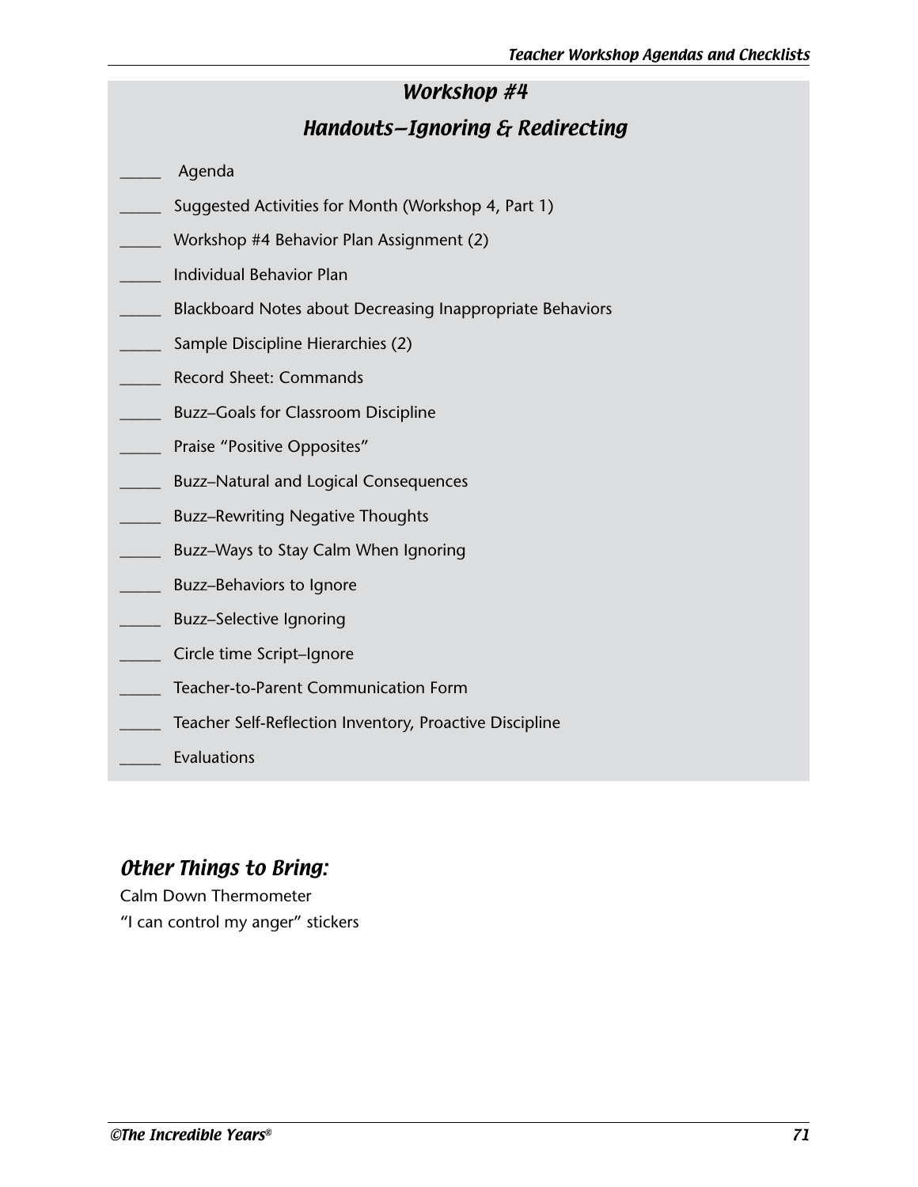## *Workshop #4*

## *Handouts—Ignoring & Redirecting*

_____ Agenda

_____ Suggested Activities for Month (Workshop 4, Part 1)

_____ Workshop #4 Behavior Plan Assignment (2)

_____ Individual Behavior Plan

_____ Blackboard Notes about Decreasing Inappropriate Behaviors

_____ Sample Discipline Hierarchies (2)

_____ Record Sheet: Commands

_____ Buzz–Goals for Classroom Discipline

_____ Praise "Positive Opposites"

_____ Buzz–Natural and Logical Consequences

_____ Buzz–Rewriting Negative Thoughts

_____ Buzz–Ways to Stay Calm When Ignoring

_____ Buzz–Behaviors to Ignore

_____ Buzz–Selective Ignoring

_____ Circle time Script–Ignore

_____ Teacher-to-Parent Communication Form

_____ Teacher Self-Reflection Inventory, Proactive Discipline

_____ Evaluations

### *Other Things to Bring:*

Calm Down Thermometer

"I can control my anger" stickers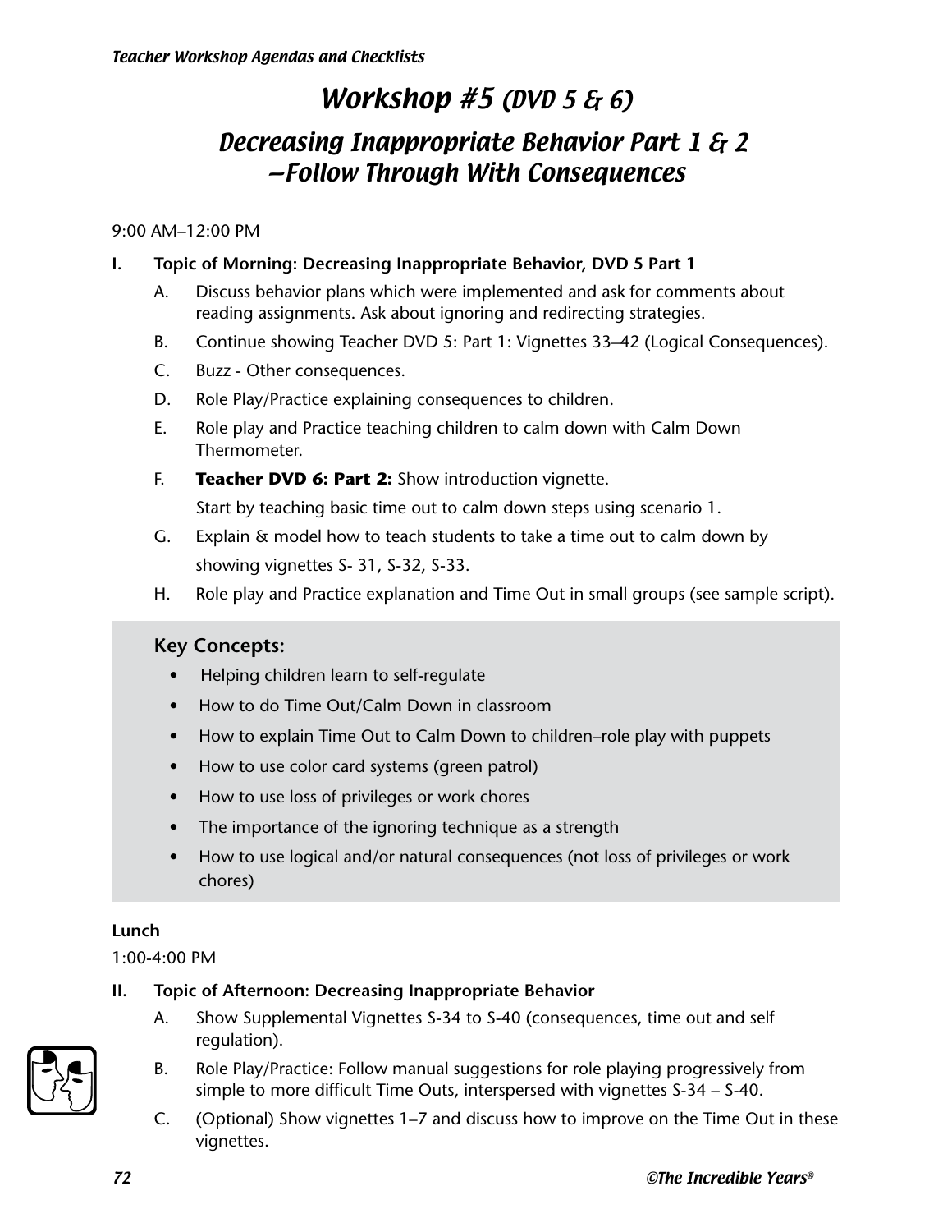# Workshop #5 (DVD 5 & 6)

## Decreasing Inappropriate Behavior Part 1 & 2 —Follow Through With Consequences

9:00 AM–12:00 PM

**I. Topic of Morning: Decreasing Inappropriate Behavior, DVD 5 Part 1**

A. Discuss behavior plans which were implemented and ask for comments about reading assignments. Ask about ignoring and redirecting strategies.

B. Continue showing Teacher DVD 5: Part 1: Vignettes 33–42 (Logical Consequences).

C. Buzz - Other consequences.

D. Role Play/Practice explaining consequences to children.

E. Role play and Practice teaching children to calm down with Calm Down Thermometer.

F. **Teacher DVD 6: Part 2:** Show introduction vignette.
Start by teaching basic time out to calm down steps using scenario 1.

G. Explain & model how to teach students to take a time out to calm down by showing vignettes S- 31, S-32, S-33.

H. Role play and Practice explanation and Time Out in small groups (see sample script).

**Key Concepts:**

- Helping children learn to self-regulate
- How to do Time Out/Calm Down in classroom
- How to explain Time Out to Calm Down to children–role play with puppets
- How to use color card systems (green patrol)
- How to use loss of privileges or work chores
- The importance of the ignoring technique as a strength
- How to use logical and/or natural consequences (not loss of privileges or work chores)

**Lunch**

1:00-4:00 PM

**II. Topic of Afternoon: Decreasing Inappropriate Behavior**

A. Show Supplemental Vignettes S-34 to S-40 (consequences, time out and self regulation).

B. Role Play/Practice: Follow manual suggestions for role playing progressively from simple to more difficult Time Outs, interspersed with vignettes S-34 – S-40.

C. (Optional) Show vignettes 1–7 and discuss how to improve on the Time Out in these vignettes.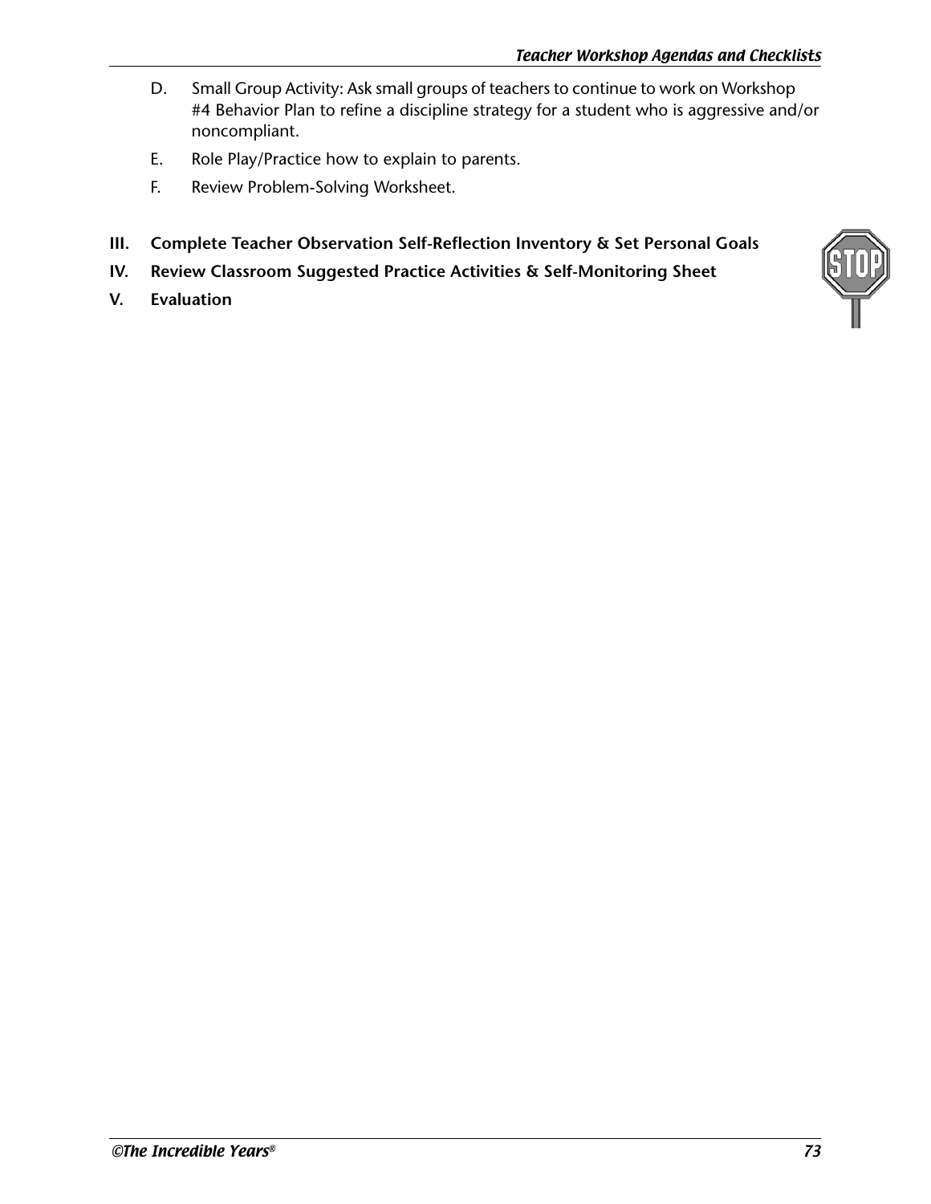D. Small Group Activity: Ask small groups of teachers to continue to work on Workshop #4 Behavior Plan to refine a discipline strategy for a student who is aggressive and/or noncompliant.

E. Role Play/Practice how to explain to parents.

F. Review Problem-Solving Worksheet.

**III. Complete Teacher Observation Self-Reflection Inventory & Set Personal Goals**

**IV. Review Classroom Suggested Practice Activities & Self-Monitoring Sheet**

**V. Evaluation**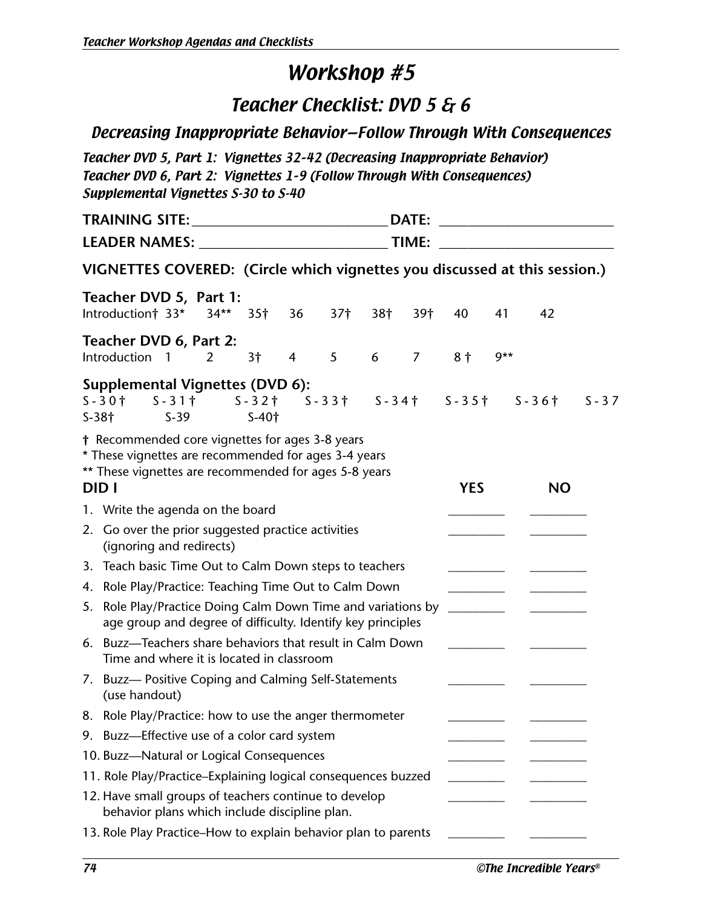# Workshop #5

## Teacher Checklist: DVD 5 & 6

### Decreasing Inappropriate Behavior—Follow Through With Consequences

*Teacher DVD 5, Part 1: Vignettes 32-42 (Decreasing Inappropriate Behavior)*
*Teacher DVD 6, Part 2: Vignettes 1-9 (Follow Through With Consequences)*
*Supplemental Vignettes S-30 to S-40*

**TRAINING SITE:** ____________________________ **DATE:** ________________________

**LEADER NAMES:** __________________________ **TIME:** ________________________

**VIGNETTES COVERED: (Circle which vignettes you discussed at this session.)**

**Teacher DVD 5, Part 1:**
Introduction† 33* 34** 35† 36 37† 38† 39† 40 41 42

**Teacher DVD 6, Part 2:**
Introduction 1 2 3† 4 5 6 7 8 † 9**

**Supplemental Vignettes (DVD 6):**
S-30† S-31† S-32† S-33† S-34† S-35† S-36† S-37
S-38† S-39 S-40†

**†** Recommended core vignettes for ages 3-8 years
\* These vignettes are recommended for ages 3-4 years
\*\* These vignettes are recommended for ages 5-8 years

| DID I | YES | NO |
|---|---|---|
| 1. Write the agenda on the board | _________ | _________ |
| 2. Go over the prior suggested practice activities (ignoring and redirects) | _________ | _________ |
| 3. Teach basic Time Out to Calm Down steps to teachers | _________ | _________ |
| 4. Role Play/Practice: Teaching Time Out to Calm Down | _________ | _________ |
| 5. Role Play/Practice Doing Calm Down Time and variations by age group and degree of difficulty. Identify key principles | _________ | _________ |
| 6. Buzz—Teachers share behaviors that result in Calm Down Time and where it is located in classroom | _________ | _________ |
| 7. Buzz— Positive Coping and Calming Self-Statements (use handout) | _________ | _________ |
| 8. Role Play/Practice: how to use the anger thermometer | _________ | _________ |
| 9. Buzz—Effective use of a color card system | _________ | _________ |
| 10. Buzz—Natural or Logical Consequences | _________ | _________ |
| 11. Role Play/Practice–Explaining logical consequences buzzed | _________ | _________ |
| 12. Have small groups of teachers continue to develop behavior plans which include discipline plan. | _________ | _________ |
| 13. Role Play Practice–How to explain behavior plan to parents | _________ | _________ |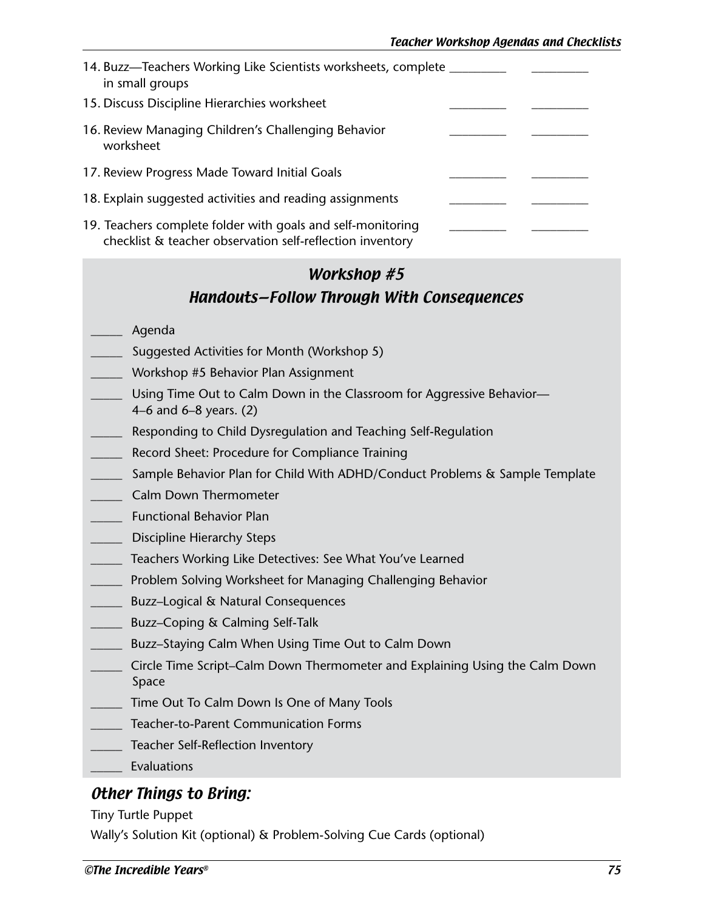14. Buzz—Teachers Working Like Scientists worksheets, complete in small groups \_\_\_\_\_\_\_\_\_ \_\_\_\_\_\_\_\_\_
15. Discuss Discipline Hierarchies worksheet \_\_\_\_\_\_\_\_\_ \_\_\_\_\_\_\_\_\_
16. Review Managing Children's Challenging Behavior worksheet \_\_\_\_\_\_\_\_\_ \_\_\_\_\_\_\_\_\_
17. Review Progress Made Toward Initial Goals \_\_\_\_\_\_\_\_\_ \_\_\_\_\_\_\_\_\_
18. Explain suggested activities and reading assignments \_\_\_\_\_\_\_\_\_ \_\_\_\_\_\_\_\_\_
19. Teachers complete folder with goals and self-monitoring checklist & teacher observation self-reflection inventory \_\_\_\_\_\_\_\_\_ \_\_\_\_\_\_\_\_\_

## *Workshop #5*
## *Handouts—Follow Through With Consequences*

\_\_\_\_\_ Agenda

\_\_\_\_\_ Suggested Activities for Month (Workshop 5)

\_\_\_\_\_ Workshop #5 Behavior Plan Assignment

\_\_\_\_\_ Using Time Out to Calm Down in the Classroom for Aggressive Behavior—4–6 and 6–8 years. (2)

\_\_\_\_\_ Responding to Child Dysregulation and Teaching Self-Regulation

\_\_\_\_\_ Record Sheet: Procedure for Compliance Training

\_\_\_\_\_ Sample Behavior Plan for Child With ADHD/Conduct Problems & Sample Template

\_\_\_\_\_ Calm Down Thermometer

\_\_\_\_\_ Functional Behavior Plan

\_\_\_\_\_ Discipline Hierarchy Steps

\_\_\_\_\_ Teachers Working Like Detectives: See What You've Learned

\_\_\_\_\_ Problem Solving Worksheet for Managing Challenging Behavior

\_\_\_\_\_ Buzz–Logical & Natural Consequences

\_\_\_\_\_ Buzz–Coping & Calming Self-Talk

\_\_\_\_\_ Buzz–Staying Calm When Using Time Out to Calm Down

\_\_\_\_\_ Circle Time Script–Calm Down Thermometer and Explaining Using the Calm Down Space

\_\_\_\_\_ Time Out To Calm Down Is One of Many Tools

\_\_\_\_\_ Teacher-to-Parent Communication Forms

\_\_\_\_\_ Teacher Self-Reflection Inventory

\_\_\_\_\_ Evaluations

### *Other Things to Bring:*

Tiny Turtle Puppet

Wally's Solution Kit (optional) & Problem-Solving Cue Cards (optional)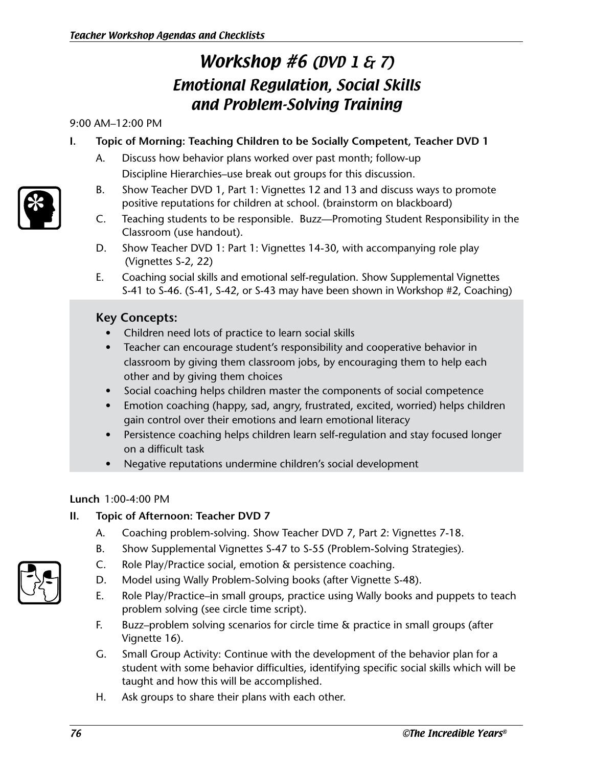# Workshop #6 (DVD 1 & 7)
## Emotional Regulation, Social Skills and Problem-Solving Training

9:00 AM–12:00 PM

**I. Topic of Morning: Teaching Children to be Socially Competent, Teacher DVD 1**

A. Discuss how behavior plans worked over past month; follow-up Discipline Hierarchies–use break out groups for this discussion.

B. Show Teacher DVD 1, Part 1: Vignettes 12 and 13 and discuss ways to promote positive reputations for children at school. (brainstorm on blackboard)

C. Teaching students to be responsible. Buzz—Promoting Student Responsibility in the Classroom (use handout).

D. Show Teacher DVD 1: Part 1: Vignettes 14-30, with accompanying role play (Vignettes S-2, 22)

E. Coaching social skills and emotional self-regulation. Show Supplemental Vignettes S-41 to S-46. (S-41, S-42, or S-43 may have been shown in Workshop #2, Coaching)

**Key Concepts:**

- Children need lots of practice to learn social skills
- Teacher can encourage student's responsibility and cooperative behavior in classroom by giving them classroom jobs, by encouraging them to help each other and by giving them choices
- Social coaching helps children master the components of social competence
- Emotion coaching (happy, sad, angry, frustrated, excited, worried) helps children gain control over their emotions and learn emotional literacy
- Persistence coaching helps children learn self-regulation and stay focused longer on a difficult task
- Negative reputations undermine children's social development

**Lunch** 1:00-4:00 PM

**II. Topic of Afternoon: Teacher DVD 7**

A. Coaching problem-solving. Show Teacher DVD 7, Part 2: Vignettes 7-18.

B. Show Supplemental Vignettes S-47 to S-55 (Problem-Solving Strategies).

C. Role Play/Practice social, emotion & persistence coaching.

D. Model using Wally Problem-Solving books (after Vignette S-48).

E. Role Play/Practice–in small groups, practice using Wally books and puppets to teach problem solving (see circle time script).

F. Buzz–problem solving scenarios for circle time & practice in small groups (after Vignette 16).

G. Small Group Activity: Continue with the development of the behavior plan for a student with some behavior difficulties, identifying specific social skills which will be taught and how this will be accomplished.

H. Ask groups to share their plans with each other.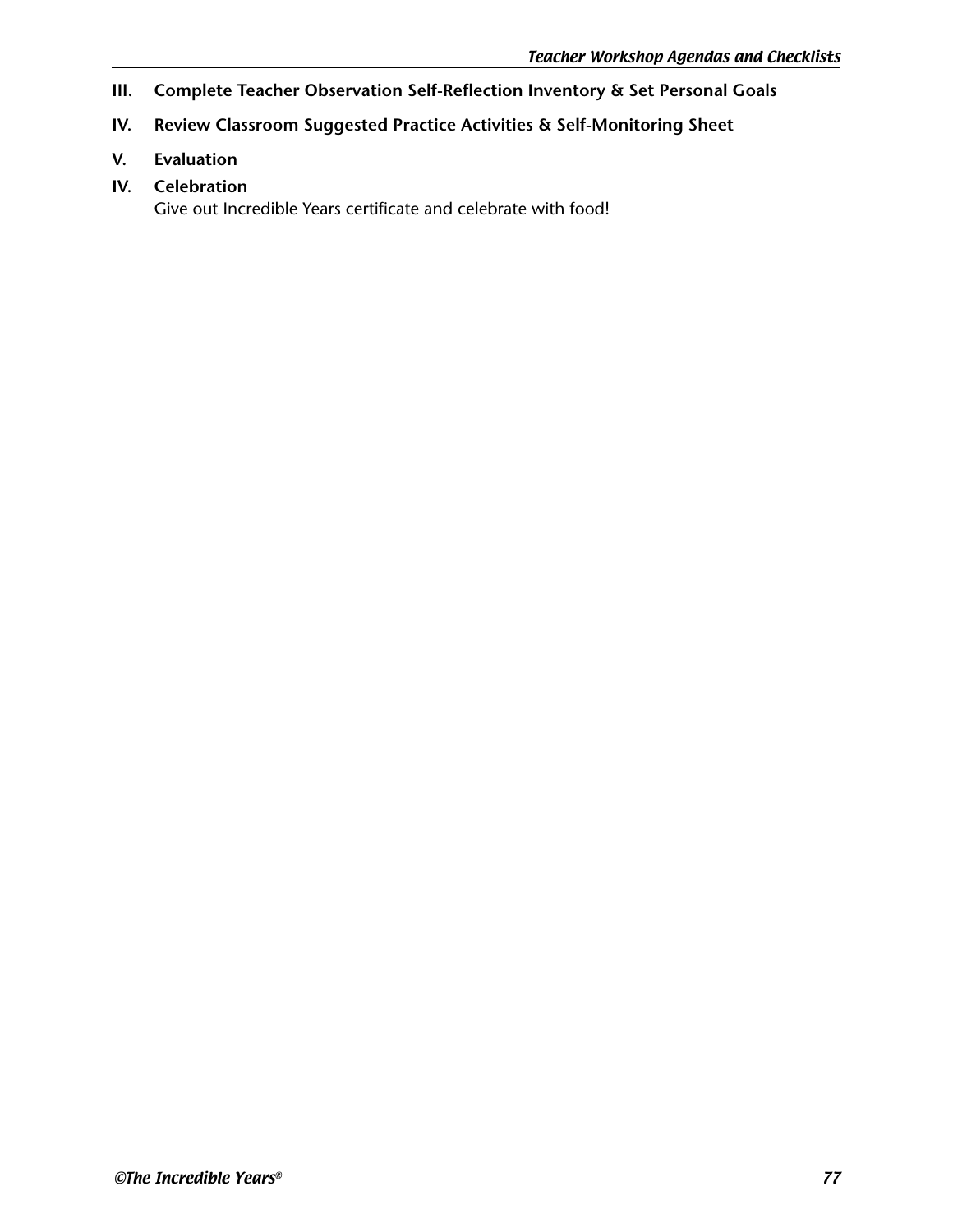**III. Complete Teacher Observation Self-Reflection Inventory & Set Personal Goals**

**IV. Review Classroom Suggested Practice Activities & Self-Monitoring Sheet**

**V. Evaluation**

**IV. Celebration**

Give out Incredible Years certificate and celebrate with food!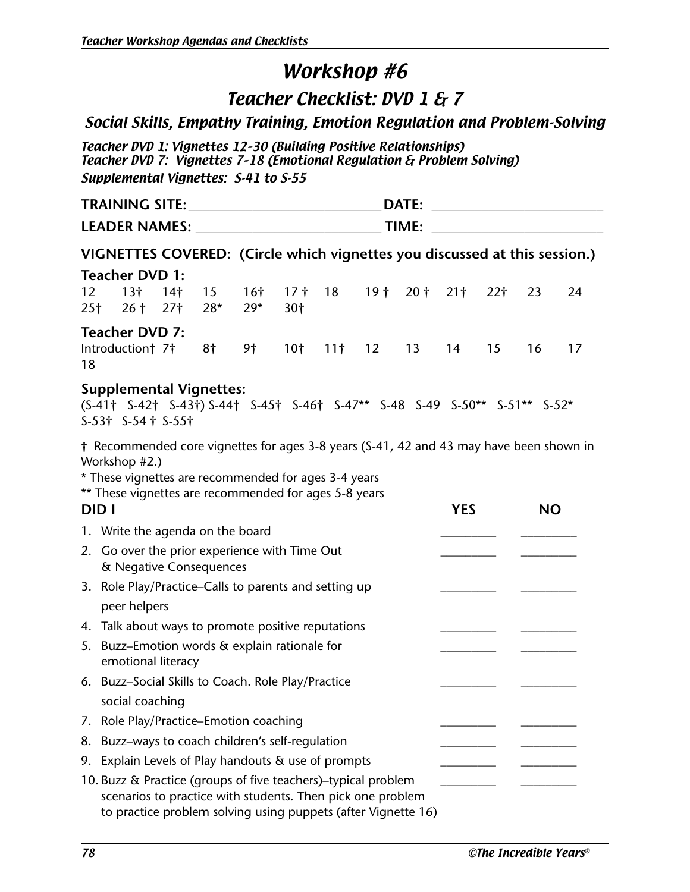# Workshop #6

## Teacher Checklist: DVD 1 & 7

### Social Skills, Empathy Training, Emotion Regulation and Problem-Solving

*Teacher DVD 1: Vignettes 12-30 (Building Positive Relationships)*
*Teacher DVD 7: Vignettes 7-18 (Emotional Regulation & Problem Solving)*
*Supplemental Vignettes: S-41 to S-55*

**TRAINING SITE:** ____________________________ **DATE:** ________________________

**LEADER NAMES:** ___________________________ **TIME:** ________________________

**VIGNETTES COVERED: (Circle which vignettes you discussed at this session.)**

**Teacher DVD 1:**
12 13† 14† 15 16† 17 † 18 19 † 20 † 21† 22† 23 24
25† 26 † 27† 28* 29* 30†

**Teacher DVD 7:**
Introduction† 7† 8† 9† 10† 11† 12 13 14 15 16 17
18

**Supplemental Vignettes:**
(S-41† S-42† S-43†) S-44† S-45† S-46† S-47** S-48 S-49 S-50** S-51** S-52*
S-53† S-54 † S-55†

† Recommended core vignettes for ages 3-8 years (S-41, 42 and 43 may have been shown in Workshop #2.)
* These vignettes are recommended for ages 3-4 years
** These vignettes are recommended for ages 5-8 years

| DID I | YES | NO |
|---|---|---|
| 1. Write the agenda on the board | _________ | _________ |
| 2. Go over the prior experience with Time Out & Negative Consequences | _________ | _________ |
| 3. Role Play/Practice–Calls to parents and setting up peer helpers | _________ | _________ |
| 4. Talk about ways to promote positive reputations | _________ | _________ |
| 5. Buzz–Emotion words & explain rationale for emotional literacy | _________ | _________ |
| 6. Buzz–Social Skills to Coach. Role Play/Practice social coaching | _________ | _________ |
| 7. Role Play/Practice–Emotion coaching | _________ | _________ |
| 8. Buzz–ways to coach children's self-regulation | _________ | _________ |
| 9. Explain Levels of Play handouts & use of prompts | _________ | _________ |
| 10. Buzz & Practice (groups of five teachers)–typical problem scenarios to practice with students. Then pick one problem to practice problem solving using puppets (after Vignette 16) | _________ | _________ |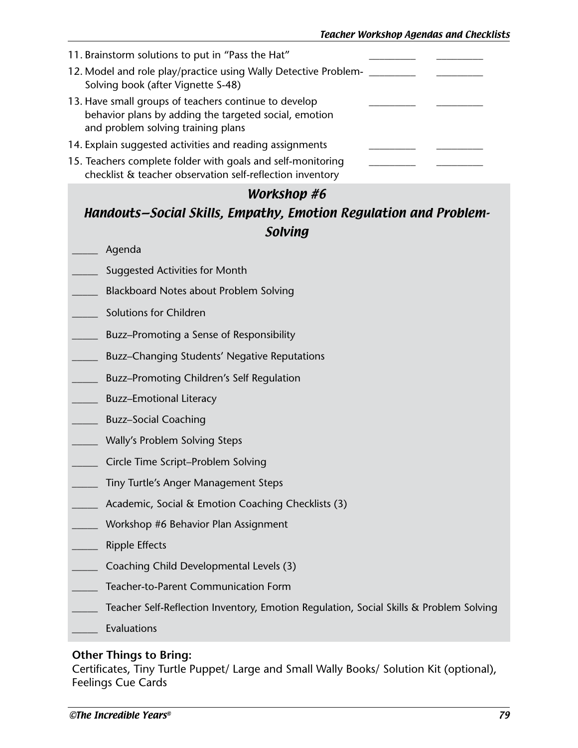11. Brainstorm solutions to put in "Pass the Hat" _________ _________
12. Model and role play/practice using Wally Detective Problem-Solving book (after Vignette S-48) _________ _________
13. Have small groups of teachers continue to develop behavior plans by adding the targeted social, emotion and problem solving training plans _________ _________
14. Explain suggested activities and reading assignments _________ _________
15. Teachers complete folder with goals and self-monitoring checklist & teacher observation self-reflection inventory _________ _________

## *Workshop #6*
## *Handouts—Social Skills, Empathy, Emotion Regulation and Problem-Solving*

_____ Agenda

_____ Suggested Activities for Month

_____ Blackboard Notes about Problem Solving

_____ Solutions for Children

_____ Buzz–Promoting a Sense of Responsibility

_____ Buzz–Changing Students' Negative Reputations

_____ Buzz–Promoting Children's Self Regulation

_____ Buzz–Emotional Literacy

_____ Buzz–Social Coaching

_____ Wally's Problem Solving Steps

_____ Circle Time Script–Problem Solving

_____ Tiny Turtle's Anger Management Steps

_____ Academic, Social & Emotion Coaching Checklists (3)

_____ Workshop #6 Behavior Plan Assignment

_____ Ripple Effects

_____ Coaching Child Developmental Levels (3)

_____ Teacher-to-Parent Communication Form

_____ Teacher Self-Reflection Inventory, Emotion Regulation, Social Skills & Problem Solving

_____ Evaluations

**Other Things to Bring:**
Certificates, Tiny Turtle Puppet/ Large and Small Wally Books/ Solution Kit (optional), Feelings Cue Cards